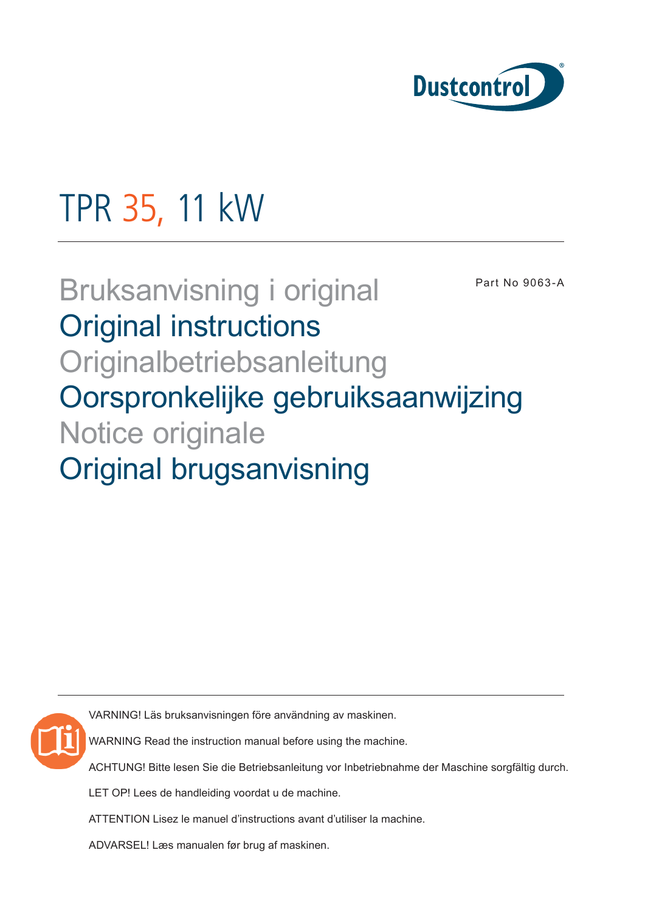Dustcontrol

# TPR 35, 11 kW

Part No 9063-A

## Bruksanvisning i original
## Original instructions
## Originalbetriebsanleitung
## Oorspronkelijke gebruiksaanwijzing
## Notice originale
## Original brugsanvisning

VARNING! Läs bruksanvisningen före användning av maskinen.

WARNING Read the instruction manual before using the machine.

ACHTUNG! Bitte lesen Sie die Betriebsanleitung vor Inbetriebnahme der Maschine sorgfältig durch.

LET OP! Lees de handleiding voordat u de machine.

ATTENTION Lisez le manuel d'instructions avant d'utiliser la machine.

ADVARSEL! Læs manualen før brug af maskinen.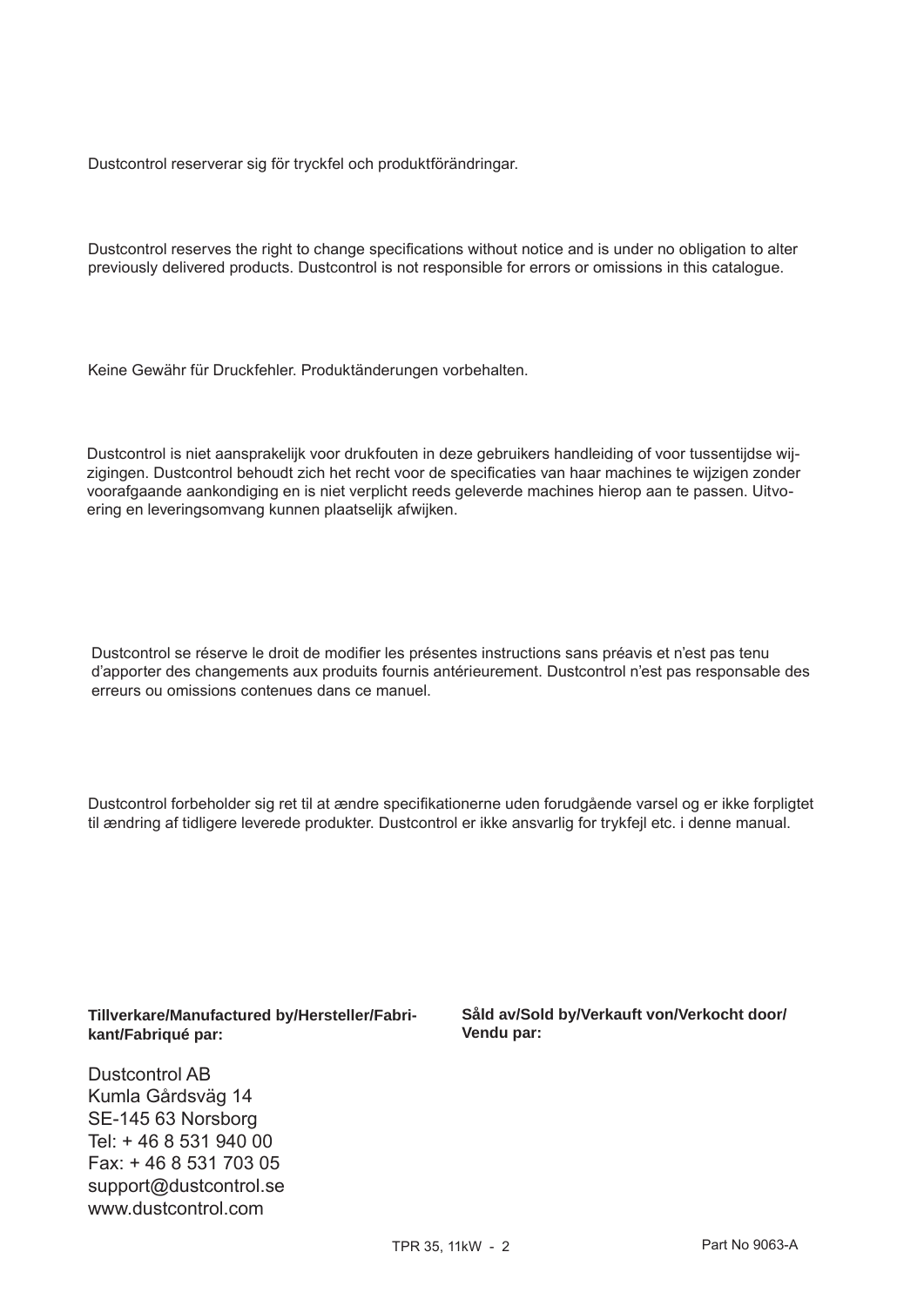Dustcontrol reserverar sig för tryckfel och produktförändringar.

Dustcontrol reserves the right to change specifications without notice and is under no obligation to alter previously delivered products. Dustcontrol is not responsible for errors or omissions in this catalogue.

Keine Gewähr für Druckfehler. Produktänderungen vorbehalten.

Dustcontrol is niet aansprakelijk voor drukfouten in deze gebruikers handleiding of voor tussentijdse wijzigingen. Dustcontrol behoudt zich het recht voor de specificaties van haar machines te wijzigen zonder voorafgaande aankondiging en is niet verplicht reeds geleverde machines hierop aan te passen. Uitvoering en leveringsomvang kunnen plaatselijk afwijken.

Dustcontrol se réserve le droit de modifier les présentes instructions sans préavis et n'est pas tenu d'apporter des changements aux produits fournis antérieurement. Dustcontrol n'est pas responsable des erreurs ou omissions contenues dans ce manuel.

Dustcontrol forbeholder sig ret til at ændre specifikationerne uden forudgående varsel og er ikke forpligtet til ændring af tidligere leverede produkter. Dustcontrol er ikke ansvarlig for trykfejl etc. i denne manual.

**Tillverkare/Manufactured by/Hersteller/Fabrikant/Fabriqué par:**

Dustcontrol AB
Kumla Gårdsväg 14
SE-145 63 Norsborg
Tel: + 46 8 531 940 00
Fax: + 46 8 531 703 05
support@dustcontrol.se
www.dustcontrol.com

**Såld av/Sold by/Verkauft von/Verkocht door/Vendu par:**

TPR 35, 11kW - 2

Part No 9063-A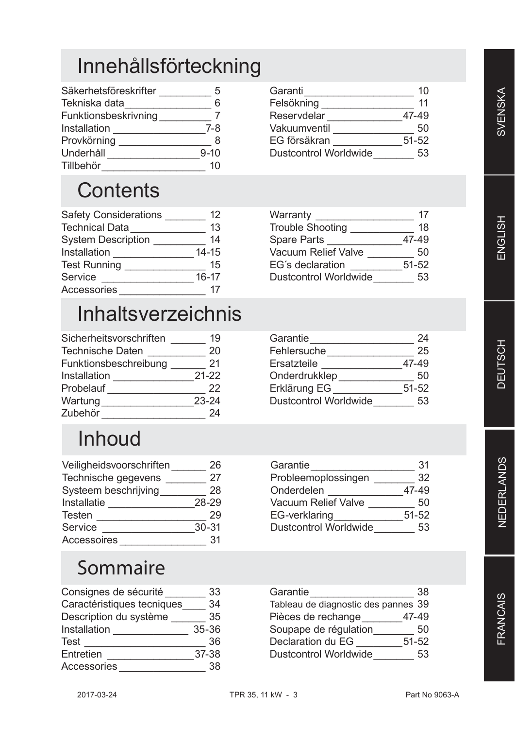# Innehållsförteckning

| | | | |
|---|---|---|---|
| Säkerhetsföreskrifter | 5 | Garanti | 10 |
| Tekniska data | 6 | Felsökning | 11 |
| Funktionsbeskrivning | 7 | Reservdelar | 47-49 |
| Installation | 7-8 | Vakuumventil | 50 |
| Provkörning | 8 | EG försäkran | 51-52 |
| Underhåll | 9-10 | Dustcontrol Worldwide | 53 |
| Tillbehör | 10 | | |

# Contents

| | | | |
|---|---|---|---|
| Safety Considerations | 12 | Warranty | 17 |
| Technical Data | 13 | Trouble Shooting | 18 |
| System Description | 14 | Spare Parts | 47-49 |
| Installation | 14-15 | Vacuum Relief Valve | 50 |
| Test Running | 15 | EG´s declaration | 51-52 |
| Service | 16-17 | Dustcontrol Worldwide | 53 |
| Accessories | 17 | | |

# Inhaltsverzeichnis

| | | | |
|---|---|---|---|
| Sicherheitsvorschriften | 19 | Garantie | 24 |
| Technische Daten | 20 | Fehlersuche | 25 |
| Funktionsbeschreibung | 21 | Ersatzteile | 47-49 |
| Installation | 21-22 | Onderdrukklep | 50 |
| Probelauf | 22 | Erklärung EG | 51-52 |
| Wartung | 23-24 | Dustcontrol Worldwide | 53 |
| Zubehör | 24 | | |

# Inhoud

| | | | |
|---|---|---|---|
| Veiligheidsvoorschriften | 26 | Garantie | 31 |
| Technische gegevens | 27 | Probleemoplossingen | 32 |
| Systeem beschrijving | 28 | Onderdelen | 47-49 |
| Installatie | 28-29 | Vacuum Relief Valve | 50 |
| Testen | 29 | EG-verklaring | 51-52 |
| Service | 30-31 | Dustcontrol Worldwide | 53 |
| Accessoires | 31 | | |

# Sommaire

| | | | |
|---|---|---|---|
| Consignes de sécurité | 33 | Garantie | 38 |
| Caractéristiques tecniques | 34 | Tableau de diagnostic des pannes | 39 |
| Description du système | 35 | Pièces de rechange | 47-49 |
| Installation | 35-36 | Soupape de régulation | 50 |
| Test | 36 | Declaration du EG | 51-52 |
| Entretien | 37-38 | Dustcontrol Worldwide | 53 |
| Accessories | 38 | | |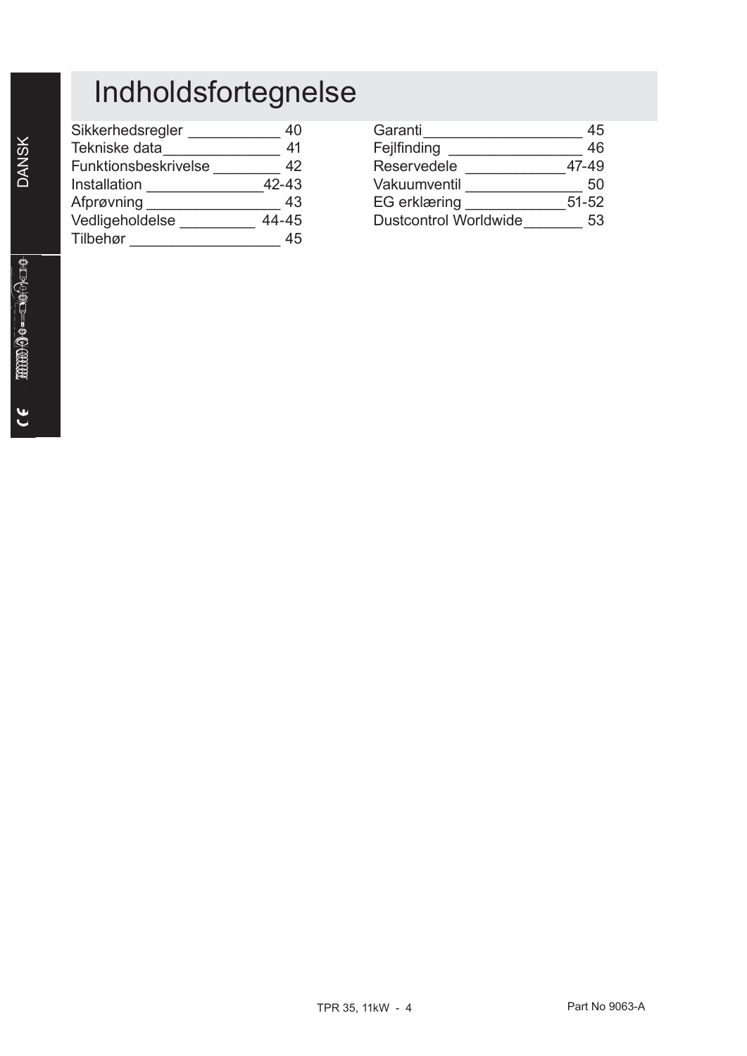# Indholdsfortegnelse

| | |
|---|---|
| Sikkerhedsregler | 40 |
| Tekniske data | 41 |
| Funktionsbeskrivelse | 42 |
| Installation | 42-43 |
| Afprøvning | 43 |
| Vedligeholdelse | 44-45 |
| Tilbehør | 45 |
| Garanti | 45 |
| Fejlfinding | 46 |
| Reservedele | 47-49 |
| Vakuumventil | 50 |
| EG erklæring | 51-52 |
| Dustcontrol Worldwide | 53 |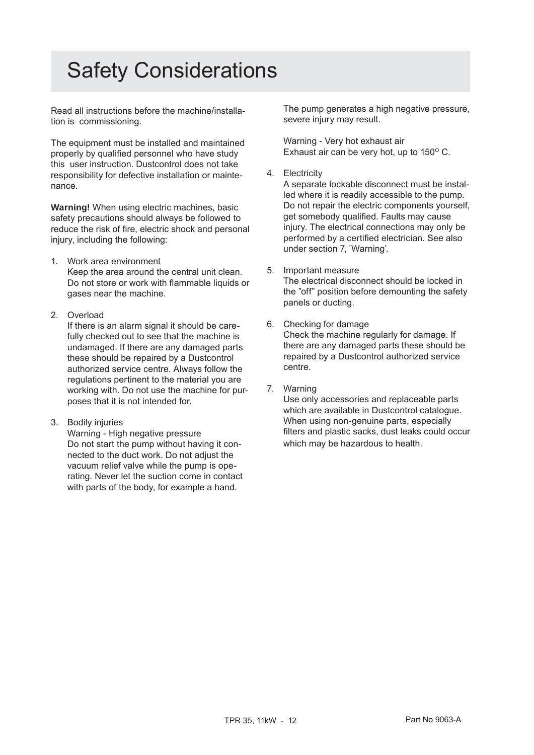# Safety Considerations

Read all instructions before the machine/installation is commissioning.

The equipment must be installed and maintained properly by qualified personnel who have study this user instruction. Dustcontrol does not take responsibility for defective installation or maintenance.

**Warning!** When using electric machines, basic safety precautions should always be followed to reduce the risk of fire, electric shock and personal injury, including the following:

1. Work area environment
   Keep the area around the central unit clean. Do not store or work with flammable liquids or gases near the machine.

2. Overload
   If there is an alarm signal it should be carefully checked out to see that the machine is undamaged. If there are any damaged parts these should be repaired by a Dustcontrol authorized service centre. Always follow the regulations pertinent to the material you are working with. Do not use the machine for purposes that it is not intended for.

3. Bodily injuries
   Warning - High negative pressure
   Do not start the pump without having it connected to the duct work. Do not adjust the vacuum relief valve while the pump is operating. Never let the suction come in contact with parts of the body, for example a hand.

   The pump generates a high negative pressure, severe injury may result.

   Warning - Very hot exhaust air
   Exhaust air can be very hot, up to 150° C.

4. Electricity
   A separate lockable disconnect must be installed where it is readily accessible to the pump. Do not repair the electric components yourself, get somebody qualified. Faults may cause injury. The electrical connections may only be performed by a certified electrician. See also under section 7, 'Warning'.

5. Important measure
   The electrical disconnect should be locked in the "off" position before demounting the safety panels or ducting.

6. Checking for damage
   Check the machine regularly for damage. If there are any damaged parts these should be repaired by a Dustcontrol authorized service centre.

7. Warning
   Use only accessories and replaceable parts which are available in Dustcontrol catalogue. When using non-genuine parts, especially filters and plastic sacks, dust leaks could occur which may be hazardous to health.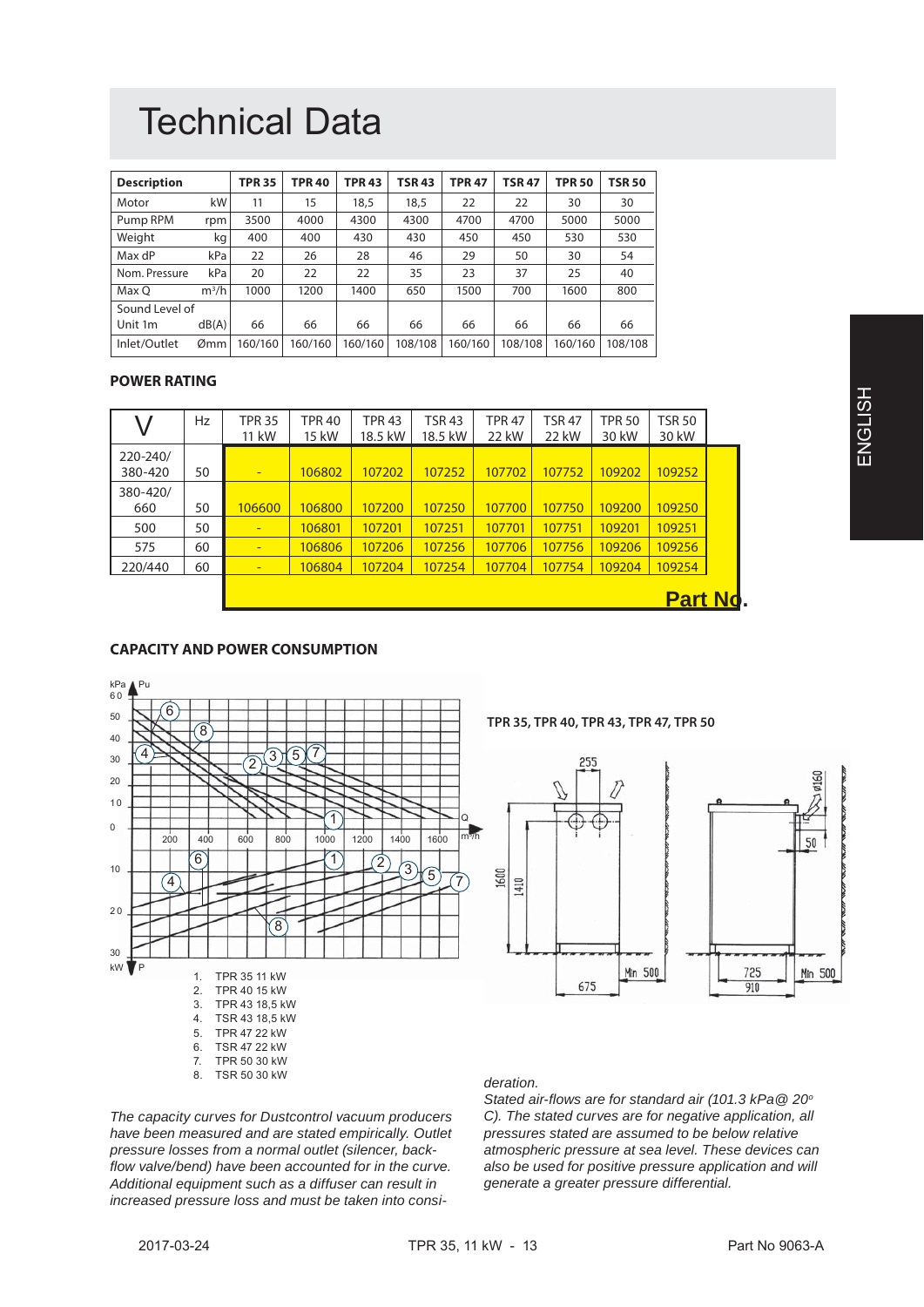# Technical Data

| Description | | TPR 35 | TPR 40 | TPR 43 | TSR 43 | TPR 47 | TSR 47 | TPR 50 | TSR 50 |
|---|---|---|---|---|---|---|---|---|---|
| Motor | kW | 11 | 15 | 18,5 | 18,5 | 22 | 22 | 30 | 30 |
| Pump RPM | rpm | 3500 | 4000 | 4300 | 4300 | 4700 | 4700 | 5000 | 5000 |
| Weight | kg | 400 | 400 | 430 | 430 | 450 | 450 | 530 | 530 |
| Max dP | kPa | 22 | 26 | 28 | 46 | 29 | 50 | 30 | 54 |
| Nom. Pressure | kPa | 20 | 22 | 22 | 35 | 23 | 37 | 25 | 40 |
| Max Q | $m^3/h$ | 1000 | 1200 | 1400 | 650 | 1500 | 700 | 1600 | 800 |
| Sound Level of Unit 1m | dB(A) | 66 | 66 | 66 | 66 | 66 | 66 | 66 | 66 |
| Inlet/Outlet | Ømm | 160/160 | 160/160 | 160/160 | 108/108 | 160/160 | 108/108 | 160/160 | 108/108 |

**POWER RATING**

| V | Hz | TPR 35 11 kW | TPR 40 15 kW | TPR 43 18.5 kW | TSR 43 18.5 kW | TPR 47 22 kW | TSR 47 22 kW | TPR 50 30 kW | TSR 50 30 kW |
|---|---|---|---|---|---|---|---|---|---|
| 220-240/ 380-420 | 50 | - | 106802 | 107202 | 107252 | 107702 | 107752 | 109202 | 109252 |
| 380-420/ 660 | 50 | 106600 | 106800 | 107200 | 107250 | 107700 | 107750 | 109200 | 109250 |
| 500 | 50 | - | 106801 | 107201 | 107251 | 107701 | 107751 | 109201 | 109251 |
| 575 | 60 | - | 106806 | 107206 | 107256 | 107706 | 107756 | 109206 | 109256 |
| 220/440 | 60 | - | 106804 | 107204 | 107254 | 107704 | 107754 | 109204 | 109254 |

**Part No.**

**CAPACITY AND POWER CONSUMPTION**

1. TPR 35 11 kW
2. TPR 40 15 kW
3. TPR 43 18,5 kW
4. TSR 43 18,5 kW
5. TPR 47 22 kW
6. TSR 47 22 kW
7. TPR 50 30 kW
8. TSR 50 30 kW

**TPR 35, TPR 40, TPR 43, TPR 47, TPR 50**

*The capacity curves for Dustcontrol vacuum producers have been measured and are stated empirically. Outlet pressure losses from a normal outlet (silencer, back-flow valve/bend) have been accounted for in the curve. Additional equipment such as a diffuser can result in increased pressure loss and must be taken into consideration.*

*Stated air-flows are for standard air (101.3 kPa@ 20° C). The stated curves are for negative application, all pressures stated are assumed to be below relative atmospheric pressure at sea level. These devices can also be used for positive pressure application and will generate a greater pressure differential.*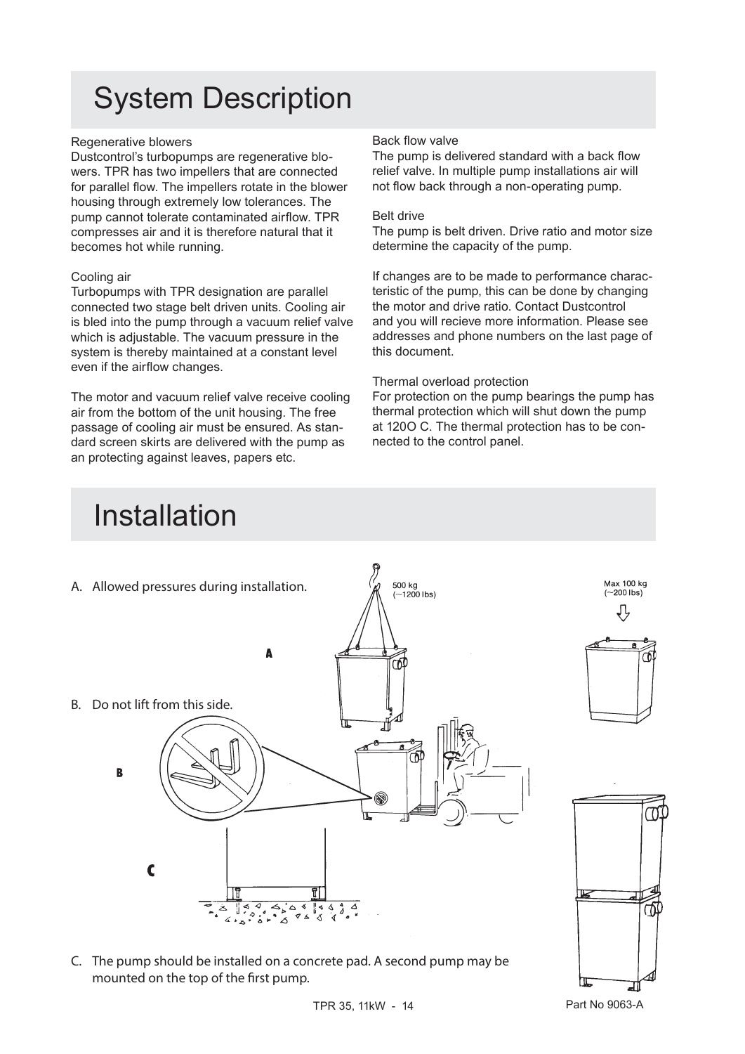# System Description

Regenerative blowers
Dustcontrol's turbopumps are regenerative blowers. TPR has two impellers that are connected for parallel flow. The impellers rotate in the blower housing through extremely low tolerances. The pump cannot tolerate contaminated airflow. TPR compresses air and it is therefore natural that it becomes hot while running.

Cooling air
Turbopumps with TPR designation are parallel connected two stage belt driven units. Cooling air is bled into the pump through a vacuum relief valve which is adjustable. The vacuum pressure in the system is thereby maintained at a constant level even if the airflow changes.

The motor and vacuum relief valve receive cooling air from the bottom of the unit housing. The free passage of cooling air must be ensured. As standard screen skirts are delivered with the pump as an protecting against leaves, papers etc.

Back flow valve
The pump is delivered standard with a back flow relief valve. In multiple pump installations air will not flow back through a non-operating pump.

Belt drive
The pump is belt driven. Drive ratio and motor size determine the capacity of the pump.

If changes are to be made to performance characteristic of the pump, this can be done by changing the motor and drive ratio. Contact Dustcontrol and you will recieve more information. Please see addresses and phone numbers on the last page of this document.

Thermal overload protection
For protection on the pump bearings the pump has thermal protection which will shut down the pump at 120O C. The thermal protection has to be connected to the control panel.

# Installation

A. Allowed pressures during installation.

500 kg (~1200 lbs)

Max 100 kg (~200 lbs)

A

B. Do not lift from this side.

B

C

C. The pump should be installed on a concrete pad. A second pump may be mounted on the top of the first pump.

Part No 9063-A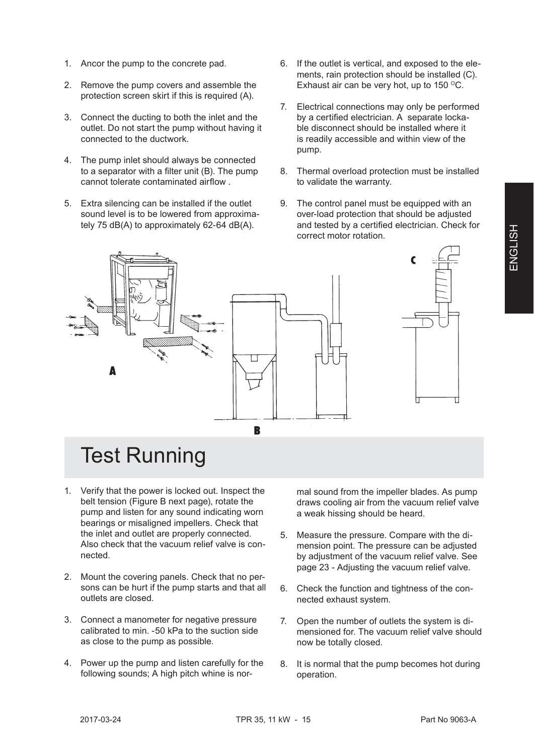1. Ancor the pump to the concrete pad.

2. Remove the pump covers and assemble the protection screen skirt if this is required (A).

3. Connect the ducting to both the inlet and the outlet. Do not start the pump without having it connected to the ductwork.

4. The pump inlet should always be connected to a separator with a filter unit (B). The pump cannot tolerate contaminated airflow .

5. Extra silencing can be installed if the outlet sound level is to be lowered from approximately 75 dB(A) to approximately 62-64 dB(A).

6. If the outlet is vertical, and exposed to the elements, rain protection should be installed (C). Exhaust air can be very hot, up to 150 °C.

7. Electrical connections may only be performed by a certified electrician. A separate lockable disconnect should be installed where it is readily accessible and within view of the pump.

8. Thermal overload protection must be installed to validate the warranty.

9. The control panel must be equipped with an over-load protection that should be adjusted and tested by a certified electrician. Check for correct motor rotation.

A

B

C

# Test Running

1. Verify that the power is locked out. Inspect the belt tension (Figure B next page), rotate the pump and listen for any sound indicating worn bearings or misaligned impellers. Check that the inlet and outlet are properly connected. Also check that the vacuum relief valve is connected.

2. Mount the covering panels. Check that no persons can be hurt if the pump starts and that all outlets are closed.

3. Connect a manometer for negative pressure calibrated to min. -50 kPa to the suction side as close to the pump as possible.

4. Power up the pump and listen carefully for the following sounds; A high pitch whine is normal sound from the impeller blades. As pump draws cooling air from the vacuum relief valve a weak hissing should be heard.

5. Measure the pressure. Compare with the dimension point. The pressure can be adjusted by adjustment of the vacuum relief valve. See page 23 - Adjusting the vacuum relief valve.

6. Check the function and tightness of the connected exhaust system.

7. Open the number of outlets the system is dimensioned for. The vacuum relief valve should now be totally closed.

8. It is normal that the pump becomes hot during operation.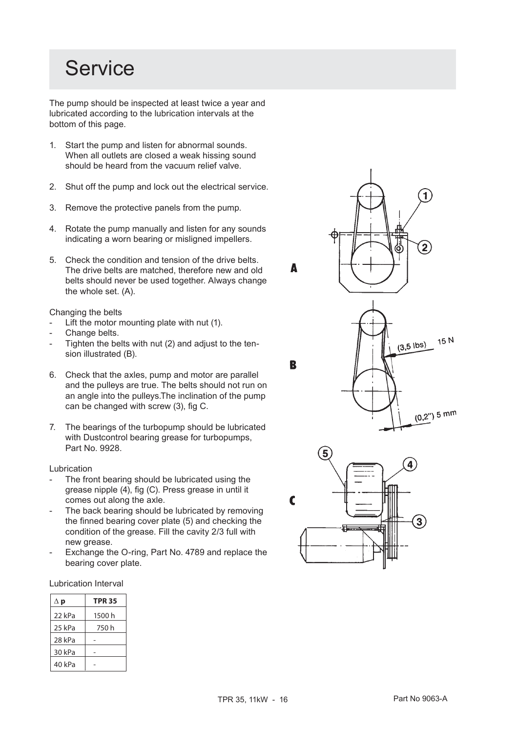# Service

The pump should be inspected at least twice a year and lubricated according to the lubrication intervals at the bottom of this page.

1. Start the pump and listen for abnormal sounds. When all outlets are closed a weak hissing sound should be heard from the vacuum relief valve.

2. Shut off the pump and lock out the electrical service.

3. Remove the protective panels from the pump.

4. Rotate the pump manually and listen for any sounds indicating a worn bearing or misligned impellers.

5. Check the condition and tension of the drive belts. The drive belts are matched, therefore new and old belts should never be used together. Always change the whole set. (A).

Changing the belts

- Lift the motor mounting plate with nut (1).
- Change belts.
- Tighten the belts with nut (2) and adjust to the tension illustrated (B).

6. Check that the axles, pump and motor are parallel and the pulleys are true. The belts should not run on an angle into the pulleys.The inclination of the pump can be changed with screw (3), fig C.

7. The bearings of the turbopump should be lubricated with Dustcontrol bearing grease for turbopumps, Part No. 9928.

Lubrication

- The front bearing should be lubricated using the grease nipple (4), fig (C). Press grease in until it comes out along the axle.
- The back bearing should be lubricated by removing the finned bearing cover plate (5) and checking the condition of the grease. Fill the cavity 2/3 full with new grease.
- Exchange the O-ring, Part No. 4789 and replace the bearing cover plate.

Lubrication Interval

| $\Delta$ p | TPR 35 |
|---|---|
| 22 kPa | 1500 h |
| 25 kPa | 750 h |
| 28 kPa | - |
| 30 kPa | - |
| 40 kPa | - |

A

B

(3,5 lbs) 15 N

(0,2") 5 mm

C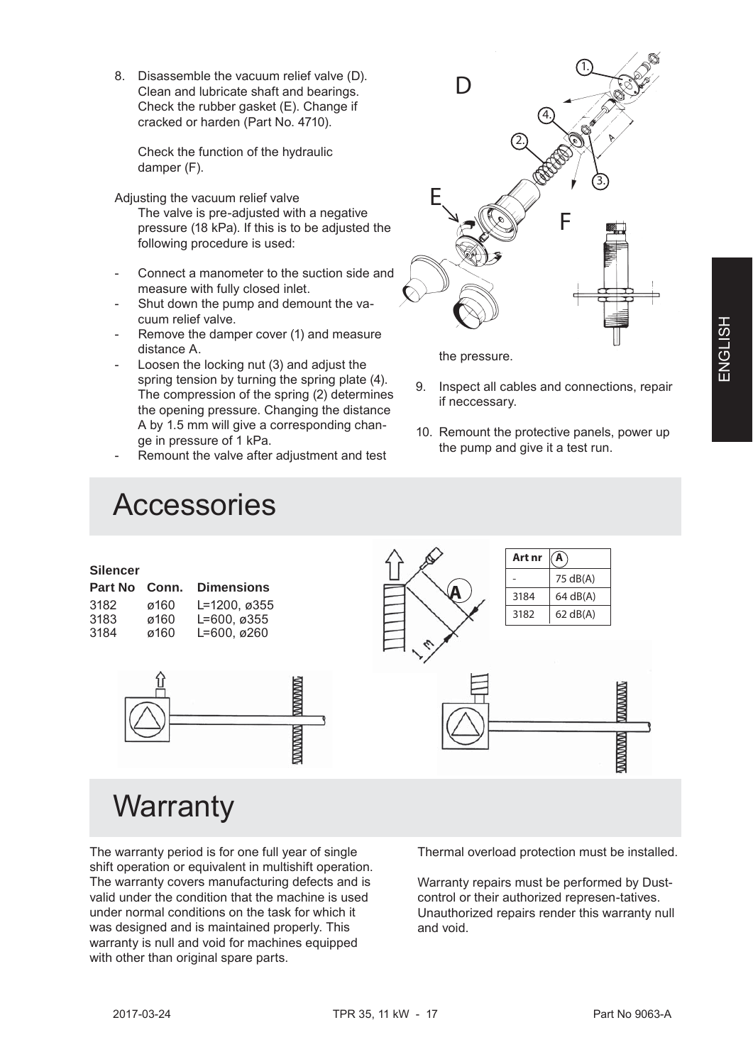8. Disassemble the vacuum relief valve (D). Clean and lubricate shaft and bearings. Check the rubber gasket (E). Change if cracked or harden (Part No. 4710).

   Check the function of the hydraulic damper (F).

Adjusting the vacuum relief valve

The valve is pre-adjusted with a negative pressure (18 kPa). If this is to be adjusted the following procedure is used:

- Connect a manometer to the suction side and measure with fully closed inlet.
- Shut down the pump and demount the vacuum relief valve.
- Remove the damper cover (1) and measure distance A.
- Loosen the locking nut (3) and adjust the spring tension by turning the spring plate (4). The compression of the spring (2) determines the opening pressure. Changing the distance A by 1.5 mm will give a corresponding change in pressure of 1 kPa.
- Remount the valve after adjustment and test the pressure.

9. Inspect all cables and connections, repair if neccessary.
10. Remount the protective panels, power up the pump and give it a test run.

# Accessories

**Silencer**

| Part No | Conn. | Dimensions |
|---|---|---|
| 3182 | ø160 | L=1200, ø355 |
| 3183 | ø160 | L=600, ø355 |
| 3184 | ø160 | L=600, ø260 |

| Art nr | A |
|---|---|
| - | 75 dB(A) |
| 3184 | 64 dB(A) |
| 3182 | 62 dB(A) |

# Warranty

The warranty period is for one full year of single shift operation or equivalent in multishift operation. The warranty covers manufacturing defects and is valid under the condition that the machine is used under normal conditions on the task for which it was designed and is maintained properly. This warranty is null and void for machines equipped with other than original spare parts.

Thermal overload protection must be installed.

Warranty repairs must be performed by Dustcontrol or their authorized represen-tatives. Unauthorized repairs render this warranty null and void.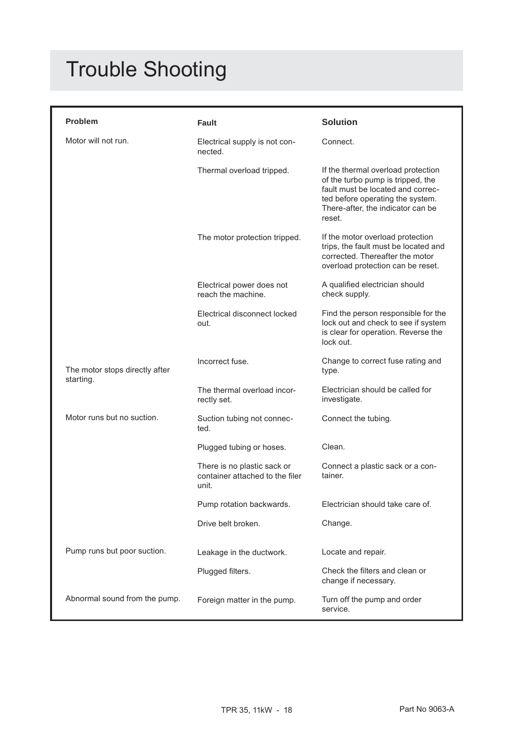# Trouble Shooting

| Problem | Fault | Solution |
|---|---|---|
| Motor will not run. | Electrical supply is not connected. | Connect. |
| | Thermal overload tripped. | If the thermal overload protection of the turbo pump is tripped, the fault must be located and corrected before operating the system. There-after, the indicator can be reset. |
| | The motor protection tripped. | If the motor overload protection trips, the fault must be located and corrected. Thereafter the motor overload protection can be reset. |
| | Electrical power does not reach the machine. | A qualified electrician should check supply. |
| | Electrical disconnect locked out. | Find the person responsible for the lock out and check to see if system is clear for operation. Reverse the lock out. |
| The motor stops directly after starting. | Incorrect fuse. | Change to correct fuse rating and type. |
| | The thermal overload incorrectly set. | Electrician should be called for investigate. |
| Motor runs but no suction. | Suction tubing not connected. | Connect the tubing. |
| | Plugged tubing or hoses. | Clean. |
| | There is no plastic sack or container attached to the filer unit. | Connect a plastic sack or a container. |
| | Pump rotation backwards. | Electrician should take care of. |
| | Drive belt broken. | Change. |
| Pump runs but poor suction. | Leakage in the ductwork. | Locate and repair. |
| | Plugged filters. | Check the filters and clean or change if necessary. |
| Abnormal sound from the pump. | Foreign matter in the pump. | Turn off the pump and order service. |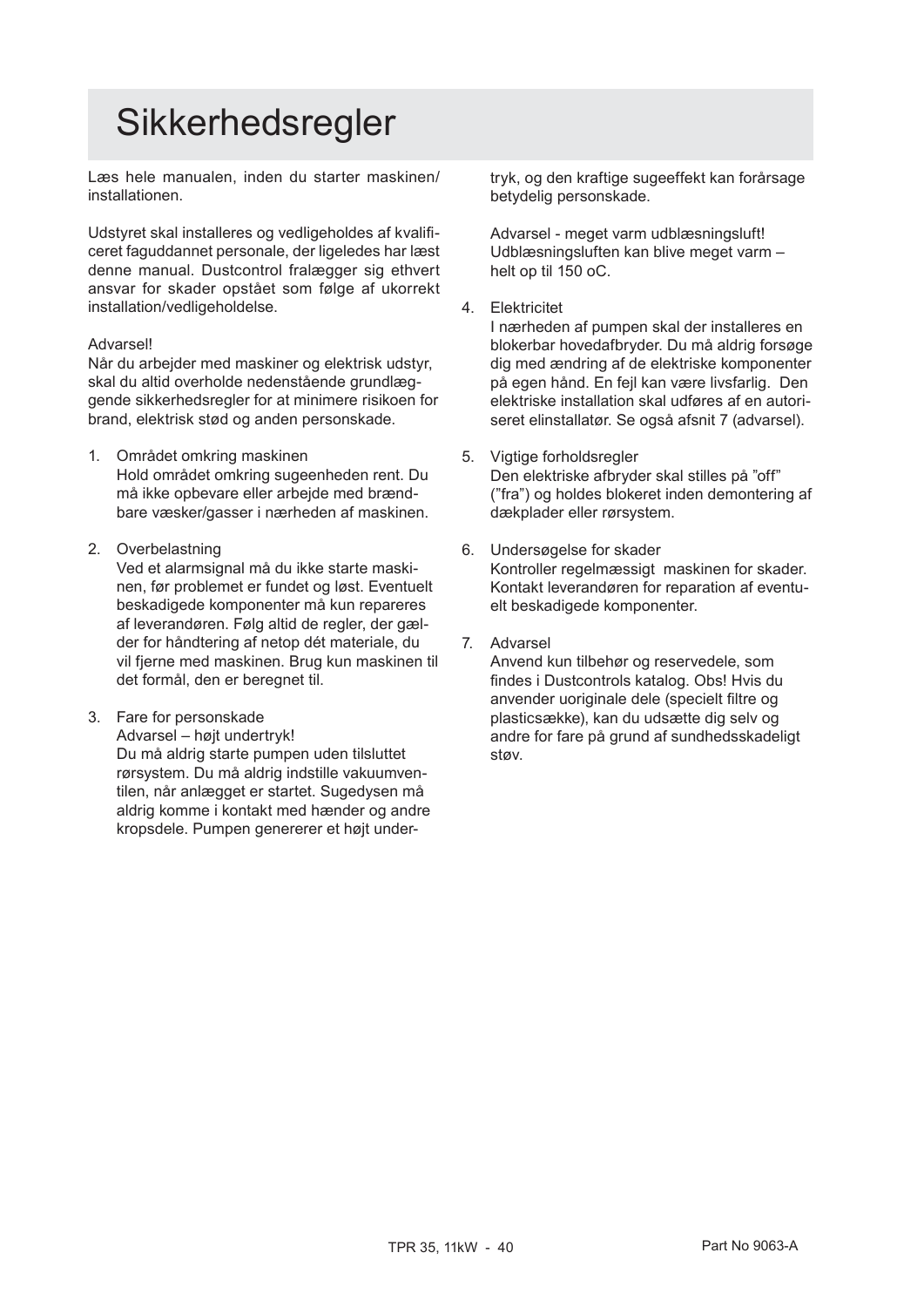# Sikkerhedsregler

Læs hele manualen, inden du starter maskinen/ installationen.

Udstyret skal installeres og vedligeholdes af kvalificeret faguddannet personale, der ligeledes har læst denne manual. Dustcontrol fralægger sig ethvert ansvar for skader opstået som følge af ukorrekt installation/vedligeholdelse.

Advarsel!
Når du arbejder med maskiner og elektrisk udstyr, skal du altid overholde nedenstående grundlæggende sikkerhedsregler for at minimere risikoen for brand, elektrisk stød og anden personskade.

1. Området omkring maskinen
   Hold området omkring sugeenheden rent. Du må ikke opbevare eller arbejde med brændbare væsker/gasser i nærheden af maskinen.

2. Overbelastning
   Ved et alarmsignal må du ikke starte maskinen, før problemet er fundet og løst. Eventuelt beskadigede komponenter må kun repareres af leverandøren. Følg altid de regler, der gælder for håndtering af netop dét materiale, du vil fjerne med maskinen. Brug kun maskinen til det formål, den er beregnet til.

3. Fare for personskade
   Advarsel – højt undertryk!
   Du må aldrig starte pumpen uden tilsluttet rørsystem. Du må aldrig indstille vakuumventilen, når anlægget er startet. Sugedysen må aldrig komme i kontakt med hænder og andre kropsdele. Pumpen genererer et højt undertryk, og den kraftige sugeeffekt kan forårsage betydelig personskade.

   Advarsel - meget varm udblæsningsluft! Udblæsningsluften kan blive meget varm – helt op til 150 oC.

4. Elektricitet
   I nærheden af pumpen skal der installeres en blokerbar hovedafbryder. Du må aldrig forsøge dig med ændring af de elektriske komponenter på egen hånd. En fejl kan være livsfarlig. Den elektriske installation skal udføres af en autoriseret elinstallatør. Se også afsnit 7 (advarsel).

5. Vigtige forholdsregler
   Den elektriske afbryder skal stilles på ”off” (”fra”) og holdes blokeret inden demontering af dækplader eller rørsystem.

6. Undersøgelse for skader
   Kontroller regelmæssigt maskinen for skader. Kontakt leverandøren for reparation af eventuelt beskadigede komponenter.

7. Advarsel
   Anvend kun tilbehør og reservedele, som findes i Dustcontrols katalog. Obs! Hvis du anvender uoriginale dele (specielt filtre og plasticsække), kan du udsætte dig selv og andre for fare på grund af sundhedsskadeligt støv.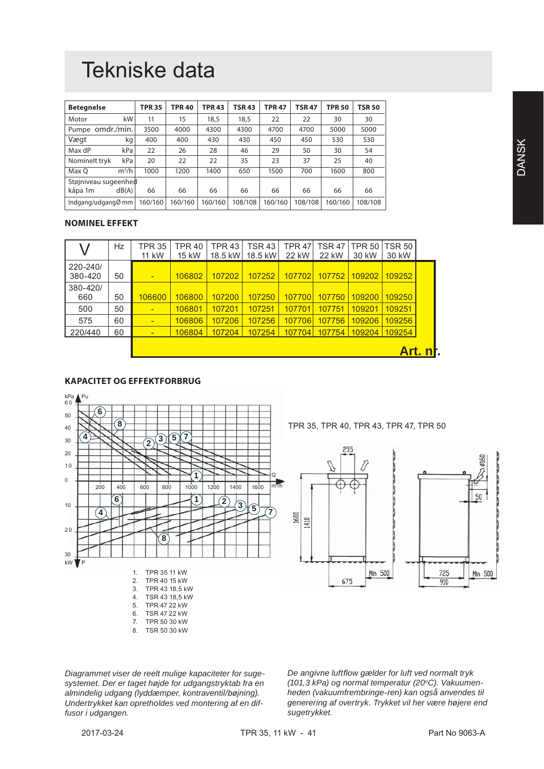# Tekniske data

| Betegnelse | TPR 35 | TPR 40 | TPR 43 | TSR 43 | TPR 47 | TSR 47 | TPR 50 | TSR 50 |
|---|---|---|---|---|---|---|---|---|
| Motor kW | 11 | 15 | 18,5 | 18,5 | 22 | 22 | 30 | 30 |
| Pumpe omdr./min. | 3500 | 4000 | 4300 | 4300 | 4700 | 4700 | 5000 | 5000 |
| Vægt kg | 400 | 400 | 430 | 430 | 450 | 450 | 530 | 530 |
| Max dP kPa | 22 | 26 | 28 | 46 | 29 | 50 | 30 | 54 |
| Nominelt tryk kPa | 20 | 22 | 22 | 35 | 23 | 37 | 25 | 40 |
| Max Q m³/h | 1000 | 1200 | 1400 | 650 | 1500 | 700 | 1600 | 800 |
| Støjniveau sugeenhed kåpa 1m dB(A) | 66 | 66 | 66 | 66 | 66 | 66 | 66 | 66 |
| Indgang/udgangØ mm | 160/160 | 160/160 | 160/160 | 108/108 | 160/160 | 108/108 | 160/160 | 108/108 |

## NOMINEL EFFEKT

| V | Hz | TPR 35 11 kW | TPR 40 15 kW | TPR 43 18.5 kW | TSR 43 18.5 kW | TPR 47 22 kW | TSR 47 22 kW | TPR 50 30 kW | TSR 50 30 kW |
|---|---|---|---|---|---|---|---|---|---|
| 220-240/ 380-420 | 50 | - | 106802 | 107202 | 107252 | 107702 | 107752 | 109202 | 109252 |
| 380-420/ 660 | 50 | 106600 | 106800 | 107200 | 107250 | 107700 | 107750 | 109200 | 109250 |
| 500 | 50 | - | 106801 | 107201 | 107251 | 107701 | 107751 | 109201 | 109251 |
| 575 | 60 | - | 106806 | 107206 | 107256 | 107706 | 107756 | 109206 | 109256 |
| 220/440 | 60 | - | 106804 | 107204 | 107254 | 107704 | 107754 | 109204 | 109254 |

Art. nr.

## KAPACITET OG EFFEKTFORBRUG

TPR 35, TPR 40, TPR 43, TPR 47, TPR 50

1. TPR 35 11 kW
2. TPR 40 15 kW
3. TPR 43 18,5 kW
4. TSR 43 18,5 kW
5. TPR 47 22 kW
6. TSR 47 22 kW
7. TPR 50 30 kW
8. TSR 50 30 kW

*Diagrammet viser de reelt mulige kapaciteter for sugesystemet. Der er taget højde for udgangstryktab fra en almindelig udgang (lyddæmper, kontraventil/bøjning). Undertrykket kan opretholdes ved montering af en diffusor i udgangen.*

*De angivne luftflow gælder for luft ved normalt tryk (101,3 kPa) og normal temperatur (20°C). Vakuumenheden (vakuumfrembringe-ren) kan også anvendes til generering af overtryk. Trykket vil her være højere end sugetrykket.*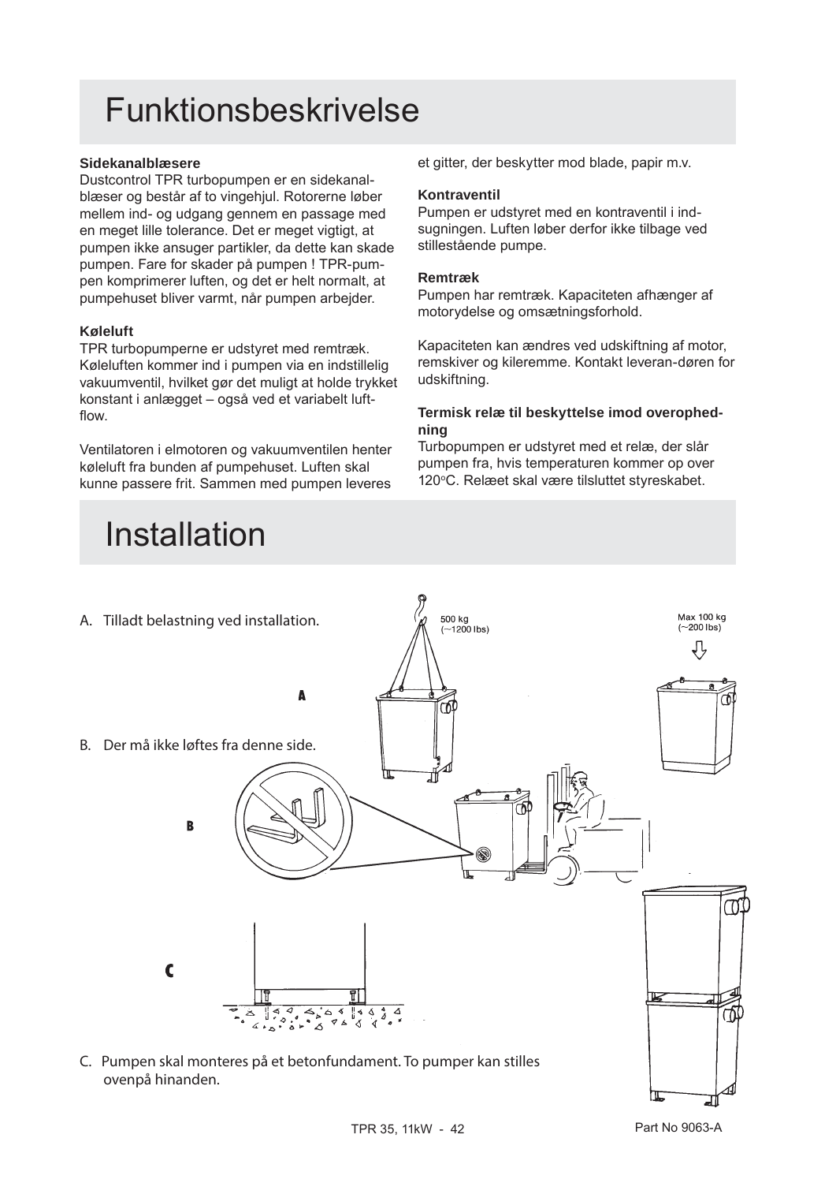# Funktionsbeskrivelse

**Sidekanalblæsere**
Dustcontrol TPR turbopumpen er en sidekanal-blæser og består af to vingehjul. Rotorerne løber mellem ind- og udgang gennem en passage med en meget lille tolerance. Det er meget vigtigt, at pumpen ikke ansuger partikler, da dette kan skade pumpen. Fare for skader på pumpen ! TPR-pumpen komprimerer luften, og det er helt normalt, at pumpehuset bliver varmt, når pumpen arbejder.

**Køleluft**
TPR turbopumperne er udstyret med remtræk. Køleluften kommer ind i pumpen via en indstillelig vakuumventil, hvilket gør det muligt at holde trykket konstant i anlægget – også ved et variabelt luft-flow.

Ventilatoren i elmotoren og vakuumventilen henter køleluft fra bunden af pumpehuset. Luften skal kunne passere frit. Sammen med pumpen leveres et gitter, der beskytter mod blade, papir m.v.

**Kontraventil**
Pumpen er udstyret med en kontraventil i ind-sugningen. Luften løber derfor ikke tilbage ved stillestående pumpe.

**Remtræk**
Pumpen har remtræk. Kapaciteten afhænger af motorydelse og omsætningsforhold.

Kapaciteten kan ændres ved udskiftning af motor, remskiver og kileremme. Kontakt leveran-døren for udskiftning.

**Termisk relæ til beskyttelse imod overophed-ning**
Turbopumpen er udstyret med et relæ, der slår pumpen fra, hvis temperaturen kommer op over 120°C. Relæet skal være tilsluttet styreskabet.

# Installation

A. Tilladt belastning ved installation.

500 kg (~1200 lbs)

Max 100 kg (~200 lbs)

B. Der må ikke løftes fra denne side.

C. Pumpen skal monteres på et betonfundament. To pumper kan stilles ovenpå hinanden.

Part No 9063-A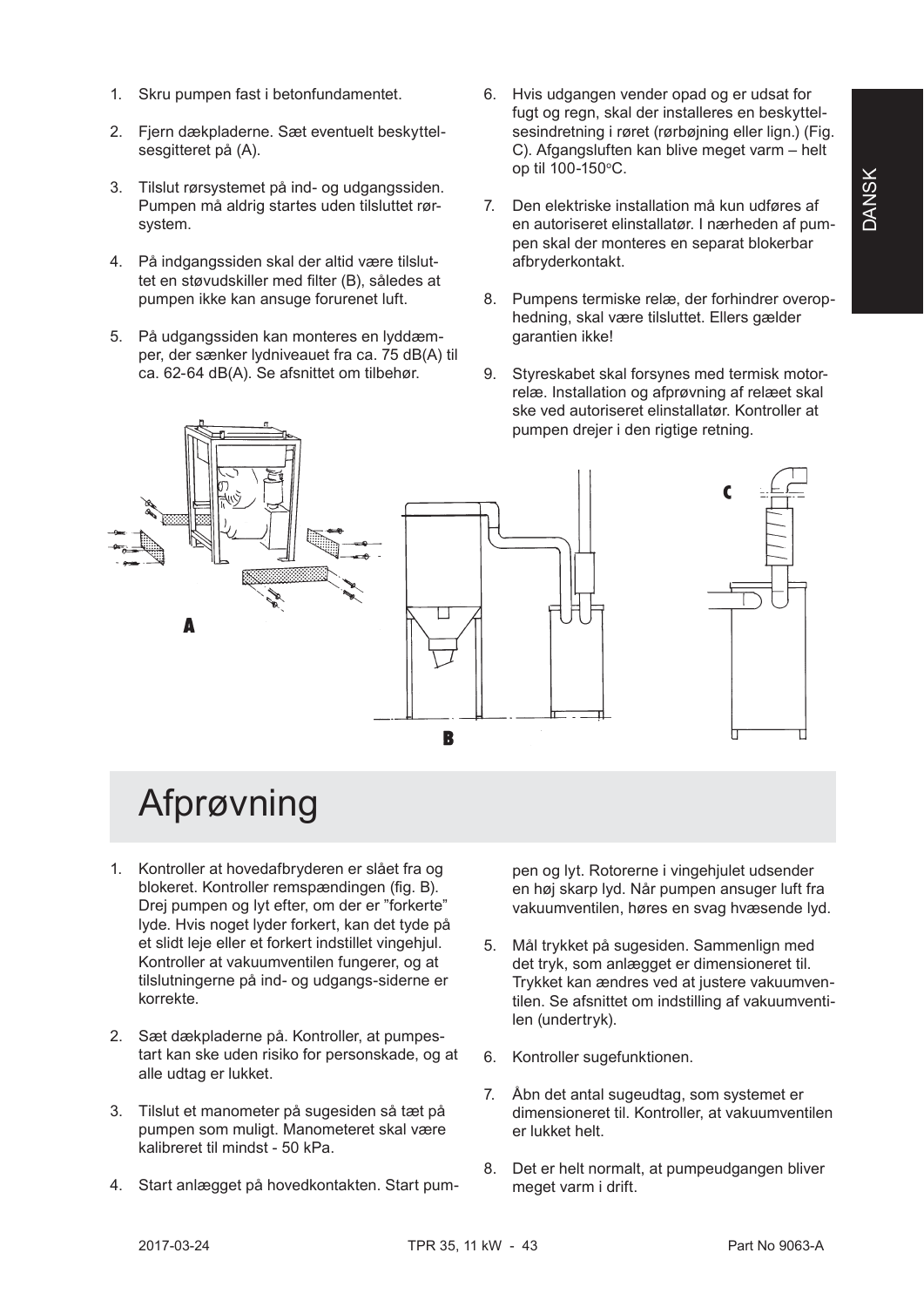1. Skru pumpen fast i betonfundamentet.

2. Fjern dækpladerne. Sæt eventuelt beskyttelsesgitteret på (A).

3. Tilslut rørsystemet på ind- og udgangssiden. Pumpen må aldrig startes uden tilsluttet rørsystem.

4. På indgangssiden skal der altid være tilsluttet en støvudskiller med filter (B), således at pumpen ikke kan ansuge forurenet luft.

5. På udgangssiden kan monteres en lyddæmper, der sænker lydniveauet fra ca. 75 dB(A) til ca. 62-64 dB(A). Se afsnittet om tilbehør.

6. Hvis udgangen vender opad og er udsat for fugt og regn, skal der installeres en beskyttelsesindretning i røret (rørbøjning eller lign.) (Fig. C). Afgangsluften kan blive meget varm – helt op til 100-150°C.

7. Den elektriske installation må kun udføres af en autoriseret elinstallatør. I nærheden af pumpen skal der monteres en separat blokerbar afbryderkontakt.

8. Pumpens termiske relæ, der forhindrer overophedning, skal være tilsluttet. Ellers gælder garantien ikke!

9. Styreskabet skal forsynes med termisk motorrelæ. Installation og afprøvning af relæet skal ske ved autoriseret elinstallatør. Kontroller at pumpen drejer i den rigtige retning.

A

B

C

# Afprøvning

1. Kontroller at hovedafbryderen er slået fra og blokeret. Kontroller remspændingen (fig. B). Drej pumpen og lyt efter, om der er "forkerte" lyde. Hvis noget lyder forkert, kan det tyde på et slidt leje eller et forkert indstillet vingehjul. Kontroller at vakuumventilen fungerer, og at tilslutningerne på ind- og udgangs-siderne er korrekte.

2. Sæt dækpladerne på. Kontroller, at pumpestart kan ske uden risiko for personskade, og at alle udtag er lukket.

3. Tilslut et manometer på sugesiden så tæt på pumpen som muligt. Manometeret skal være kalibreret til mindst - 50 kPa.

4. Start anlægget på hovedkontakten. Start pumpen og lyt. Rotorerne i vingehjulet udsender en høj skarp lyd. Når pumpen ansuger luft fra vakuumventilen, høres en svag hvæsende lyd.

5. Mål trykket på sugesiden. Sammenlign med det tryk, som anlægget er dimensioneret til. Trykket kan ændres ved at justere vakuumventilen. Se afsnittet om indstilling af vakuumventilen (undertryk).

6. Kontroller sugefunktionen.

7. Åbn det antal sugeudtag, som systemet er dimensioneret til. Kontroller, at vakuumventilen er lukket helt.

8. Det er helt normalt, at pumpeudgangen bliver meget varm i drift.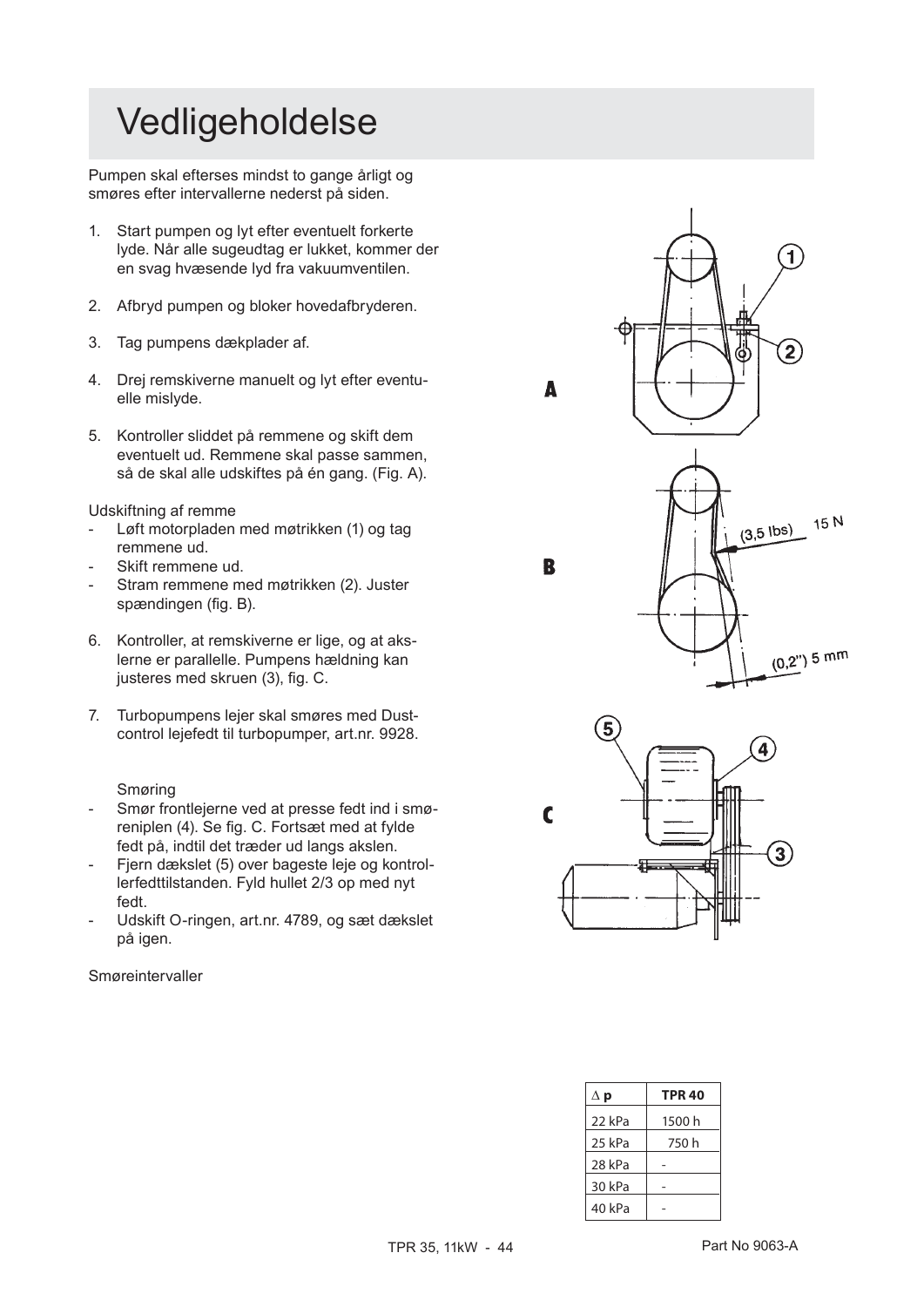# Vedligeholdelse

Pumpen skal efterses mindst to gange årligt og smøres efter intervallerne nederst på siden.

1. Start pumpen og lyt efter eventuelt forkerte lyde. Når alle sugeudtag er lukket, kommer der en svag hvæsende lyd fra vakuumventilen.
2. Afbryd pumpen og bloker hovedafbryderen.
3. Tag pumpens dækplader af.
4. Drej remskiverne manuelt og lyt efter eventuelle mislyde.
5. Kontroller sliddet på remmene og skift dem eventuelt ud. Remmene skal passe sammen, så de skal alle udskiftes på én gang. (Fig. A).

Udskiftning af remme

- Løft motorpladen med møtrikken (1) og tag remmene ud.
- Skift remmene ud.
- Stram remmene med møtrikken (2). Juster spændingen (fig. B).

6. Kontroller, at remskiverne er lige, og at akslerne er parallelle. Pumpens hældning kan justeres med skruen (3), fig. C.
7. Turbopumpens lejer skal smøres med Dustcontrol lejefedt til turbopumper, art.nr. 9928.

Smøring

- Smør frontlejerne ved at presse fedt ind i smøreniplen (4). Se fig. C. Fortsæt med at fylde fedt på, indtil det træder ud langs akslen.
- Fjern dækslet (5) over bageste leje og kontrollerfedttilstanden. Fyld hullet 2/3 op med nyt fedt.
- Udskift O-ringen, art.nr. 4789, og sæt dækslet på igen.

Smøreintervaller

A

B

(3,5 lbs) 15 N

(0,2") 5 mm

C

| ∆ p | TPR 40 |
|---|---|
| 22 kPa | 1500 h |
| 25 kPa | 750 h |
| 28 kPa | - |
| 30 kPa | - |
| 40 kPa | - |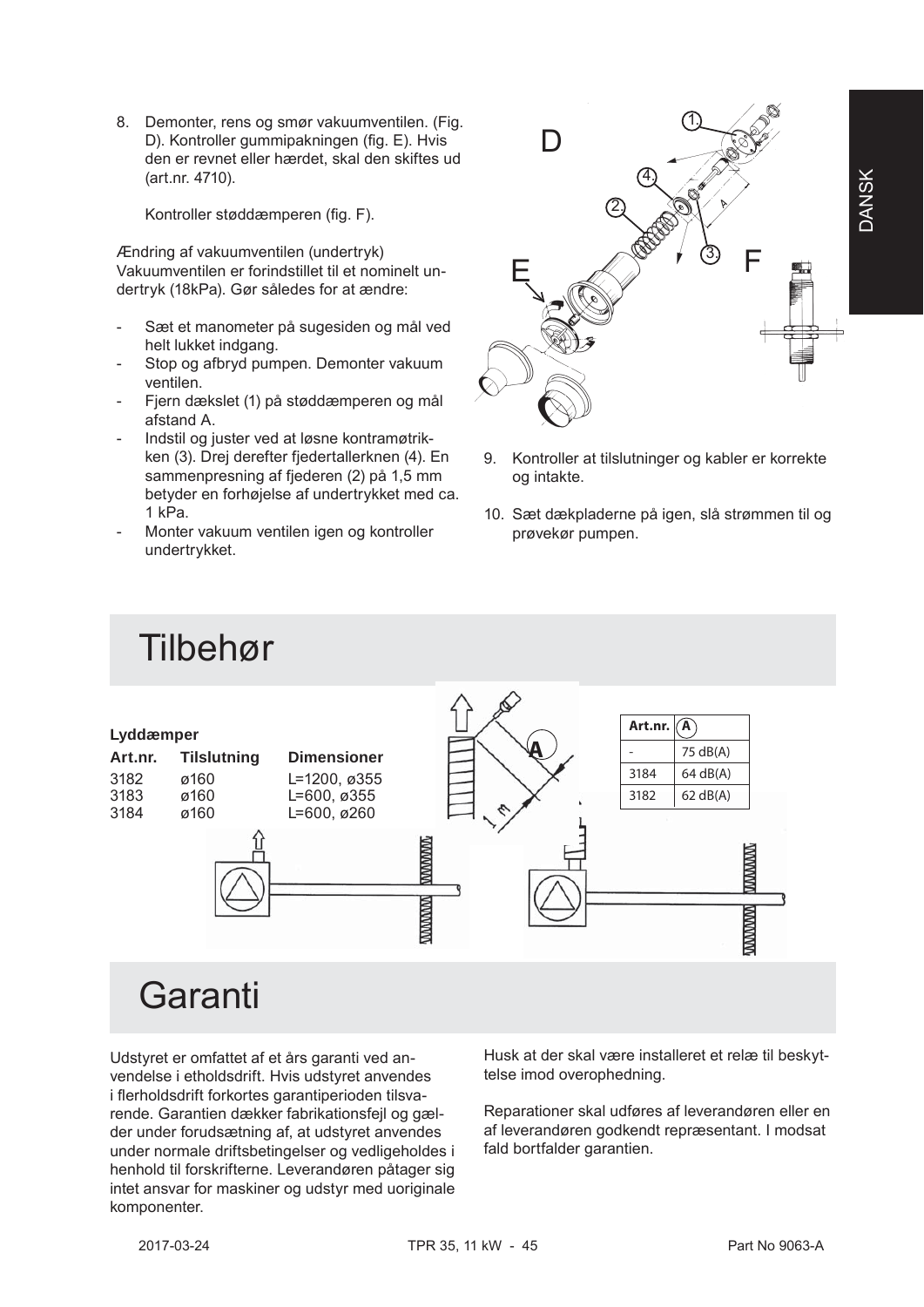8. Demonter, rens og smør vakuumventilen. (Fig. D). Kontroller gummipakningen (fig. E). Hvis den er revnet eller hærdet, skal den skiftes ud (art.nr. 4710).

   Kontroller støddæmperen (fig. F).

Ændring af vakuumventilen (undertryk)
Vakuumventilen er forindstillet til et nominelt undertryk (18kPa). Gør således for at ændre:

- Sæt et manometer på sugesiden og mål ved helt lukket indgang.
- Stop og afbryd pumpen. Demonter vakuum ventilen.
- Fjern dækslet (1) på støddæmperen og mål afstand A.
- Indstil og juster ved at løsne kontramøtrikken (3). Drej derefter fjedertallerknen (4). En sammenpresning af fjederen (2) på 1,5 mm betyder en forhøjelse af undertrykket med ca. 1 kPa.
- Monter vakuum ventilen igen og kontroller undertrykket.

9. Kontroller at tilslutninger og kabler er korrekte og intakte.

10. Sæt dækpladerne på igen, slå strømmen til og prøvekør pumpen.

# Tilbehør

**Lyddæmper**

| Art.nr. | Tilslutning | Dimensioner |
|---|---|---|
| 3182 | ø160 | L=1200, ø355 |
| 3183 | ø160 | L=600, ø355 |
| 3184 | ø160 | L=600, ø260 |

| Art.nr. | A |
|---|---|
| - | 75 dB(A) |
| 3184 | 64 dB(A) |
| 3182 | 62 dB(A) |

# Garanti

Udstyret er omfattet af et års garanti ved anvendelse i etholdsdrift. Hvis udstyret anvendes i flerholdsdrift forkortes garantiperioden tilsvarende. Garantien dækker fabrikationsfejl og gælder under forudsætning af, at udstyret anvendes under normale driftsbetingelser og vedligeholdes i henhold til forskrifterne. Leverandøren påtager sig intet ansvar for maskiner og udstyr med uoriginale komponenter.

Husk at der skal være installeret et relæ til beskyttelse imod overophedning.

Reparationer skal udføres af leverandøren eller en af leverandøren godkendt repræsentant. I modsat fald bortfalder garantien.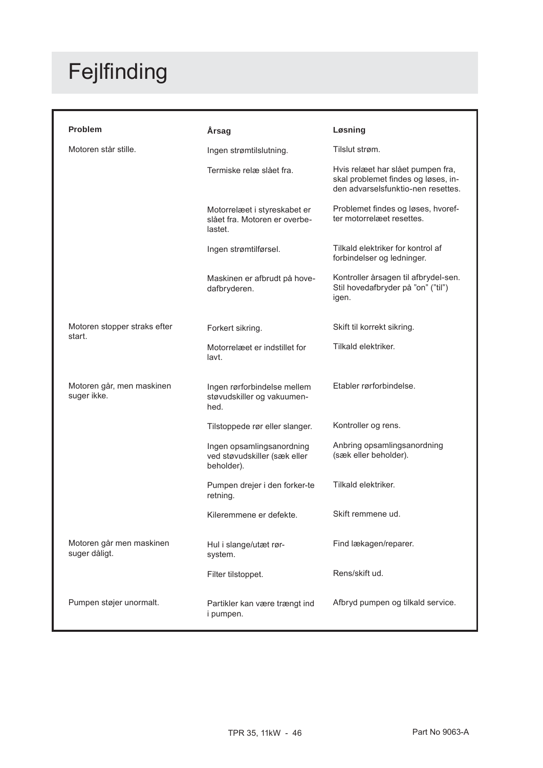# Fejlfinding

| Problem | Årsag | Løsning |
|---|---|---|
| Motoren står stille. | Ingen strømtilslutning. | Tilslut strøm. |
| | Termiske relæ slået fra. | Hvis relæet har slået pumpen fra, skal problemet findes og løses, inden advarselsfunktio-nen resettes. |
| | Motorrelæet i styreskabet er slået fra. Motoren er overbelastet. | Problemet findes og løses, hvorefter motorrelæet resettes. |
| | Ingen strømtilførsel. | Tilkald elektriker for kontrol af forbindelser og ledninger. |
| | Maskinen er afbrudt på hovedafbryderen. | Kontroller årsagen til afbrydel-sen. Stil hovedafbryder på "on" ("til") igen. |
| Motoren stopper straks efter start. | Forkert sikring. | Skift til korrekt sikring. |
| | Motorrelæet er indstillet for lavt. | Tilkald elektriker. |
| Motoren går, men maskinen suger ikke. | Ingen rørforbindelse mellem støvudskiller og vakuumenhed. | Etabler rørforbindelse. |
| | Tilstoppede rør eller slanger. | Kontroller og rens. |
| | Ingen opsamlingsanordning ved støvudskiller (sæk eller beholder). | Anbring opsamlingsanordning (sæk eller beholder). |
| | Pumpen drejer i den forker-te retning. | Tilkald elektriker. |
| | Kileremmene er defekte. | Skift remmene ud. |
| Motoren går men maskinen suger dåligt. | Hul i slange/utæt rør-system. | Find lækagen/reparer. |
| | Filter tilstoppet. | Rens/skift ud. |
| Pumpen støjer unormalt. | Partikler kan være trængt ind i pumpen. | Afbryd pumpen og tilkald service. |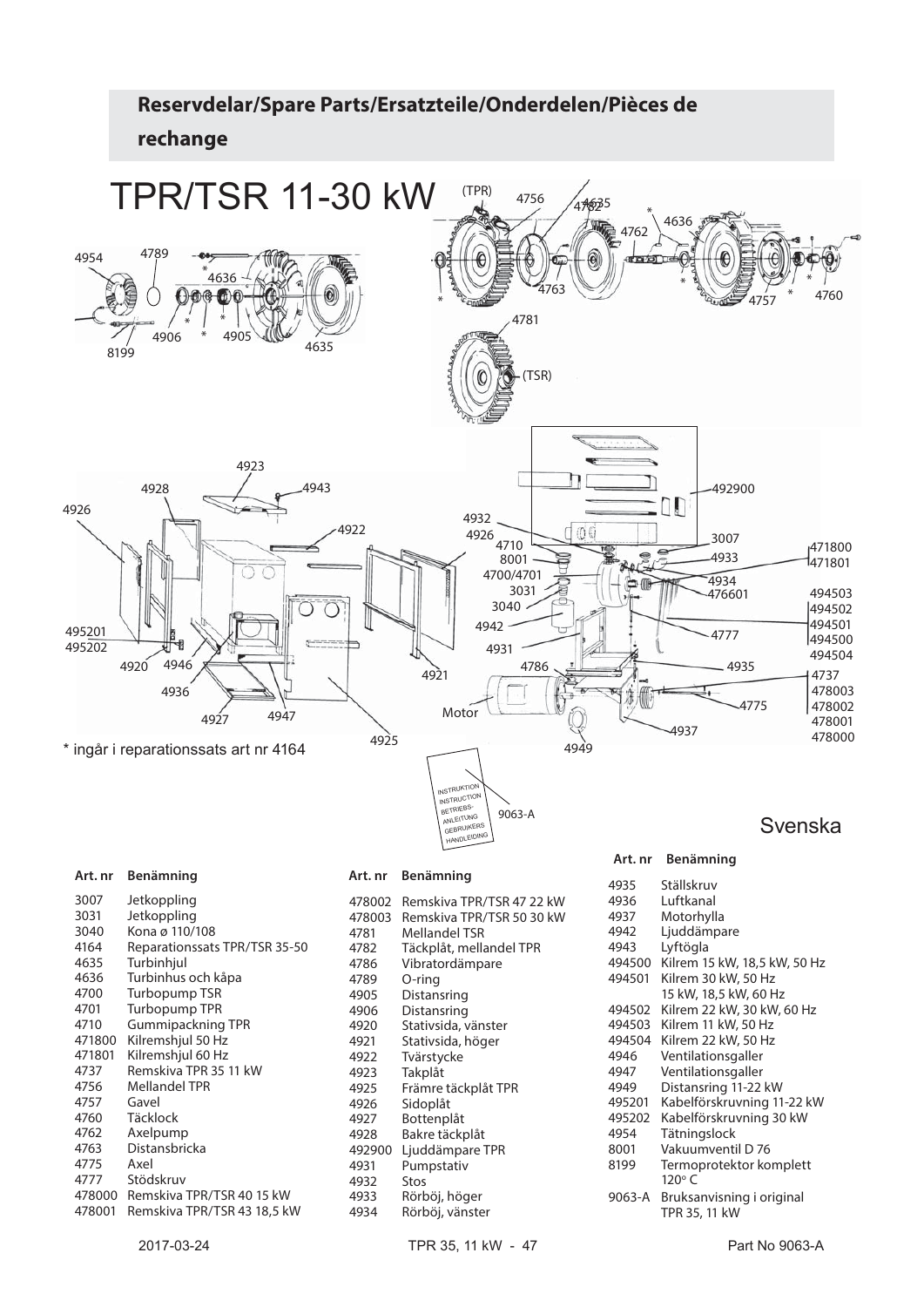## Reservdelar/Spare Parts/Ersatzteile/Onderdelen/Pièces de rechange

# TPR/TSR 11-30 kW

\* ingår i reparationssats art nr 4164

Svenska

| Art. nr | Benämning |
|---|---|
| 3007 | Jetkoppling |
| 3031 | Jetkoppling |
| 3040 | Kona ø 110/108 |
| 4164 | Reparationssats TPR/TSR 35-50 |
| 4635 | Turbinhjul |
| 4636 | Turbinhus och kåpa |
| 4700 | Turbopump TSR |
| 4701 | Turbopump TPR |
| 4710 | Gummipackning TPR |
| 471800 | Kilremshjul 50 Hz |
| 471801 | Kilremshjul 60 Hz |
| 4737 | Remskiva TPR 35 11 kW |
| 4756 | Mellandel TPR |
| 4757 | Gavel |
| 4760 | Täcklock |
| 4762 | Axelpump |
| 4763 | Distansbricka |
| 4775 | Axel |
| 4777 | Stödskruv |
| 478000 | Remskiva TPR/TSR 40 15 kW |
| 478001 | Remskiva TPR/TSR 43 18,5 kW |
| 478002 | Remskiva TPR/TSR 47 22 kW |
| 478003 | Remskiva TPR/TSR 50 30 kW |
| 4781 | Mellandel TSR |
| 4782 | Täckplåt, mellandel TPR |
| 4786 | Vibratordämpare |
| 4789 | O-ring |
| 4905 | Distansring |
| 4906 | Distansring |
| 4920 | Stativsida, vänster |
| 4921 | Stativsida, höger |
| 4922 | Tvärstycke |
| 4923 | Takplåt |
| 4925 | Främre täckplåt TPR |
| 4926 | Sidoplåt |
| 4927 | Bottenplåt |
| 4928 | Bakre täckplåt |
| 492900 | Ljuddämpare TPR |
| 4931 | Pumpstativ |
| 4932 | Stos |
| 4933 | Rörböj, höger |
| 4934 | Rörböj, vänster |
| 4935 | Ställskruv |
| 4936 | Luftkanal |
| 4937 | Motorhylla |
| 4942 | Ljuddämpare |
| 4943 | Lyftögla |
| 494500 | Kilrem 15 kW, 18,5 kW, 50 Hz |
| 494501 | Kilrem 30 kW, 50 Hz<br>15 kW, 18,5 kW, 60 Hz |
| 494502 | Kilrem 22 kW, 30 kW, 60 Hz |
| 494503 | Kilrem 11 kW, 50 Hz |
| 494504 | Kilrem 22 kW, 50 Hz |
| 4946 | Ventilationsgaller |
| 4947 | Ventilationsgaller |
| 4949 | Distansring 11-22 kW |
| 495201 | Kabelförskruvning 11-22 kW |
| 495202 | Kabelförskruvning 30 kW |
| 4954 | Tätningslock |
| 8001 | Vakuumventil D 76 |
| 8199 | Termoprotektor komplett 120° C |
| 9063-A | Bruksanvisning i original TPR 35, 11 kW |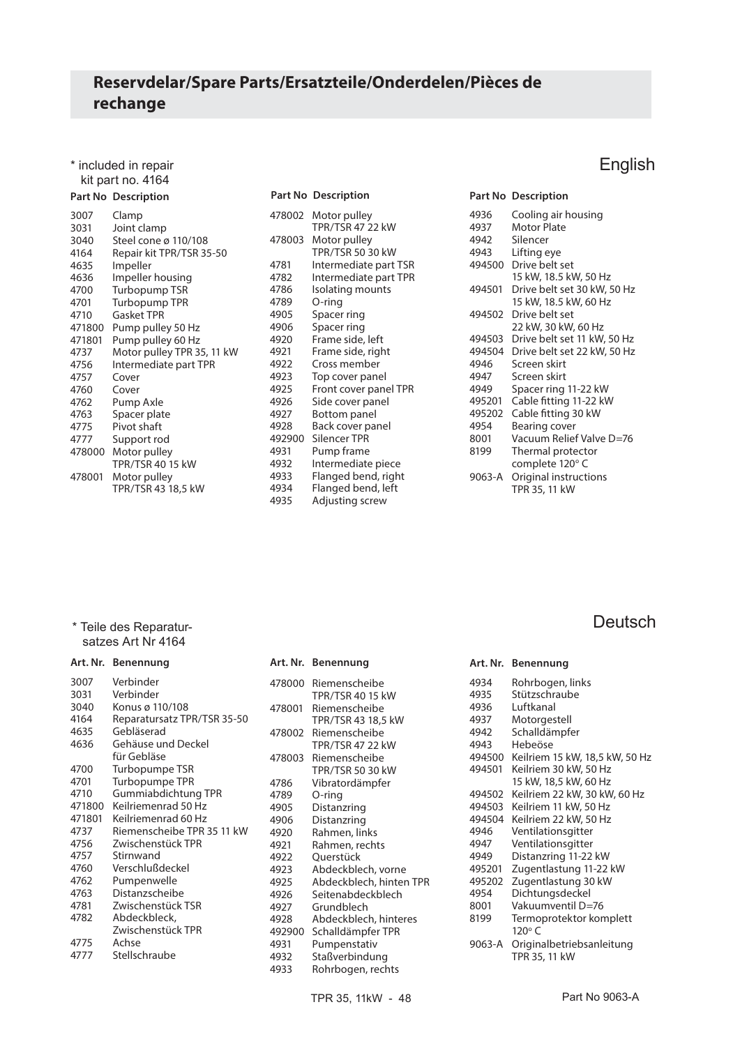## Reservdelar/Spare Parts/Ersatzteile/Onderdelen/Pièces de rechange

### English

* included in repair kit part no. 4164

| Part No | Description |
|---|---|
| 3007 | Clamp |
| 3031 | Joint clamp |
| 3040 | Steel cone ø 110/108 |
| 4164 | Repair kit TPR/TSR 35-50 |
| 4635 | Impeller |
| 4636 | Impeller housing |
| 4700 | Turbopump TSR |
| 4701 | Turbopump TPR |
| 4710 | Gasket TPR |
| 471800 | Pump pulley 50 Hz |
| 471801 | Pump pulley 60 Hz |
| 4737 | Motor pulley TPR 35, 11 kW |
| 4756 | Intermediate part TPR |
| 4757 | Cover |
| 4760 | Cover |
| 4762 | Pump Axle |
| 4763 | Spacer plate |
| 4775 | Pivot shaft |
| 4777 | Support rod |
| 478000 | Motor pulley TPR/TSR 40 15 kW |
| 478001 | Motor pulley TPR/TSR 43 18,5 kW |
| 478002 | Motor pulley TPR/TSR 47 22 kW |
| 478003 | Motor pulley TPR/TSR 50 30 kW |
| 4781 | Intermediate part TSR |
| 4782 | Intermediate part TPR |
| 4786 | Isolating mounts |
| 4789 | O-ring |
| 4905 | Spacer ring |
| 4906 | Spacer ring |
| 4920 | Frame side, left |
| 4921 | Frame side, right |
| 4922 | Cross member |
| 4923 | Top cover panel |
| 4925 | Front cover panel TPR |
| 4926 | Side cover panel |
| 4927 | Bottom panel |
| 4928 | Back cover panel |
| 492900 | Silencer TPR |
| 4931 | Pump frame |
| 4932 | Intermediate piece |
| 4933 | Flanged bend, right |
| 4934 | Flanged bend, left |
| 4935 | Adjusting screw |
| 4936 | Cooling air housing |
| 4937 | Motor Plate |
| 4942 | Silencer |
| 4943 | Lifting eye |
| 494500 | Drive belt set 15 kW, 18.5 kW, 50 Hz |
| 494501 | Drive belt set 30 kW, 50 Hz 15 kW, 18.5 kW, 60 Hz |
| 494502 | Drive belt set 22 kW, 30 kW, 60 Hz |
| 494503 | Drive belt set 11 kW, 50 Hz |
| 494504 | Drive belt set 22 kW, 50 Hz |
| 4946 | Screen skirt |
| 4947 | Screen skirt |
| 4949 | Spacer ring 11-22 kW |
| 495201 | Cable fitting 11-22 kW |
| 495202 | Cable fitting 30 kW |
| 4954 | Bearing cover |
| 8001 | Vacuum Relief Valve D=76 |
| 8199 | Thermal protector complete 120° C |
| 9063-A | Original instructions TPR 35, 11 kW |

### Deutsch

* Teile des Reparatursatzes Art Nr 4164

| Art. Nr. | Benennung |
|---|---|
| 3007 | Verbinder |
| 3031 | Verbinder |
| 3040 | Konus ø 110/108 |
| 4164 | Reparatursatz TPR/TSR 35-50 |
| 4635 | Gebläserad |
| 4636 | Gehäuse und Deckel für Gebläse |
| 4700 | Turbopumpe TSR |
| 4701 | Turbopumpe TPR |
| 4710 | Gummiabdichtung TPR |
| 471800 | Keilriemenrad 50 Hz |
| 471801 | Keilriemenrad 60 Hz |
| 4737 | Riemenscheibe TPR 35 11 kW |
| 4756 | Zwischenstück TPR |
| 4757 | Stirnwand |
| 4760 | Verschlußdeckel |
| 4762 | Pumpenwelle |
| 4763 | Distanzscheibe |
| 4781 | Zwischenstück TSR |
| 4782 | Abdeckbleck, Zwischenstück TPR |
| 4775 | Achse |
| 4777 | Stellschraube |
| 478000 | Riemenscheibe TPR/TSR 40 15 kW |
| 478001 | Riemenscheibe TPR/TSR 43 18,5 kW |
| 478002 | Riemenscheibe TPR/TSR 47 22 kW |
| 478003 | Riemenscheibe TPR/TSR 50 30 kW |
| 4786 | Vibratordämpfer |
| 4789 | O-ring |
| 4905 | Distanzring |
| 4906 | Distanzring |
| 4920 | Rahmen, links |
| 4921 | Rahmen, rechts |
| 4922 | Querstück |
| 4923 | Abdeckblech, vorne |
| 4925 | Abdeckblech, hinten TPR |
| 4926 | Seitenabdeckblech |
| 4927 | Grundblech |
| 4928 | Abdeckblech, hinteres |
| 492900 | Schalldämpfer TPR |
| 4931 | Pumpenstativ |
| 4932 | Staßverbindung |
| 4933 | Rohrbogen, rechts |
| 4934 | Rohrbogen, links |
| 4935 | Stützschraube |
| 4936 | Luftkanal |
| 4937 | Motorgestell |
| 4942 | Schalldämpfer |
| 4943 | Hebeöse |
| 494500 | Keilriem 15 kW, 18,5 kW, 50 Hz |
| 494501 | Keilriem 30 kW, 50 Hz 15 kW, 18,5 kW, 60 Hz |
| 494502 | Keilriem 22 kW, 30 kW, 60 Hz |
| 494503 | Keilriem 11 kW, 50 Hz |
| 494504 | Keilriem 22 kW, 50 Hz |
| 4946 | Ventilationsgitter |
| 4947 | Ventilationsgitter |
| 4949 | Distanzring 11-22 kW |
| 495201 | Zugentlastung 11-22 kW |
| 495202 | Zugentlastung 30 kW |
| 4954 | Dichtungsdeckel |
| 8001 | Vakuumventil D=76 |
| 8199 | Termoprotektor komplett 120° C |
| 9063-A | Originalbetriebsanleitung TPR 35, 11 kW |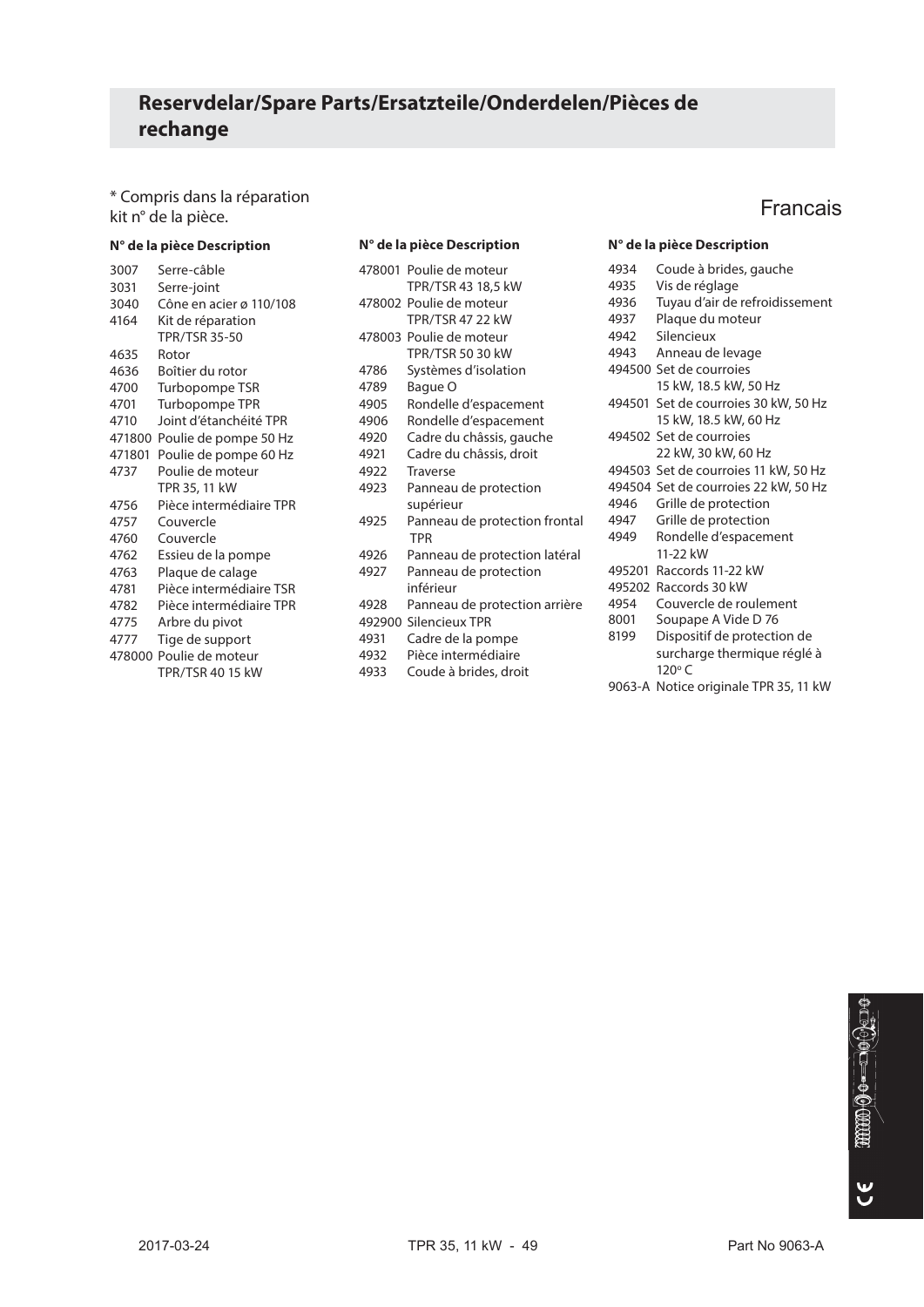## Reservdelar/Spare Parts/Ersatzteile/Onderdelen/Pièces de rechange

Francais

\* Compris dans la réparation kit n° de la pièce.

| N° de la pièce | Description |
|---|---|
| 3007 | Serre-câble |
| 3031 | Serre-joint |
| 3040 | Cône en acier ø 110/108 |
| 4164 | Kit de réparation TPR/TSR 35-50 |
| 4635 | Rotor |
| 4636 | Boîtier du rotor |
| 4700 | Turbopompe TSR |
| 4701 | Turbopompe TPR |
| 4710 | Joint d'étanchéité TPR |
| 471800 | Poulie de pompe 50 Hz |
| 471801 | Poulie de pompe 60 Hz |
| 4737 | Poulie de moteur TPR 35, 11 kW |
| 4756 | Pièce intermédiaire TPR |
| 4757 | Couvercle |
| 4760 | Couvercle |
| 4762 | Essieu de la pompe |
| 4763 | Plaque de calage |
| 4781 | Pièce intermédiaire TSR |
| 4782 | Pièce intermédiaire TPR |
| 4775 | Arbre du pivot |
| 4777 | Tige de support |
| 478000 | Poulie de moteur TPR/TSR 40 15 kW |
| 478001 | Poulie de moteur TPR/TSR 43 18,5 kW |
| 478002 | Poulie de moteur TPR/TSR 47 22 kW |
| 478003 | Poulie de moteur TPR/TSR 50 30 kW |
| 4786 | Systèmes d'isolation |
| 4789 | Bague O |
| 4905 | Rondelle d'espacement |
| 4906 | Rondelle d'espacement |
| 4920 | Cadre du châssis, gauche |
| 4921 | Cadre du châssis, droit |
| 4922 | Traverse |
| 4923 | Panneau de protection supérieur |
| 4925 | Panneau de protection frontal TPR |
| 4926 | Panneau de protection latéral |
| 4927 | Panneau de protection inférieur |
| 4928 | Panneau de protection arrière |
| 492900 | Silencieux TPR |
| 4931 | Cadre de la pompe |
| 4932 | Pièce intermédiaire |
| 4933 | Coude à brides, droit |
| 4934 | Coude à brides, gauche |
| 4935 | Vis de réglage |
| 4936 | Tuyau d'air de refroidissement |
| 4937 | Plaque du moteur |
| 4942 | Silencieux |
| 4943 | Anneau de levage |
| 494500 | Set de courroies 15 kW, 18.5 kW, 50 Hz |
| 494501 | Set de courroies 30 kW, 50 Hz 15 kW, 18.5 kW, 60 Hz |
| 494502 | Set de courroies 22 kW, 30 kW, 60 Hz |
| 494503 | Set de courroies 11 kW, 50 Hz |
| 494504 | Set de courroies 22 kW, 50 Hz |
| 4946 | Grille de protection |
| 4947 | Grille de protection |
| 4949 | Rondelle d'espacement 11-22 kW |
| 495201 | Raccords 11-22 kW |
| 495202 | Raccords 30 kW |
| 4954 | Couvercle de roulement |
| 8001 | Soupape A Vide D 76 |
| 8199 | Dispositif de protection de surcharge thermique réglé à 120° C |
| 9063-A | Notice originale TPR 35, 11 kW |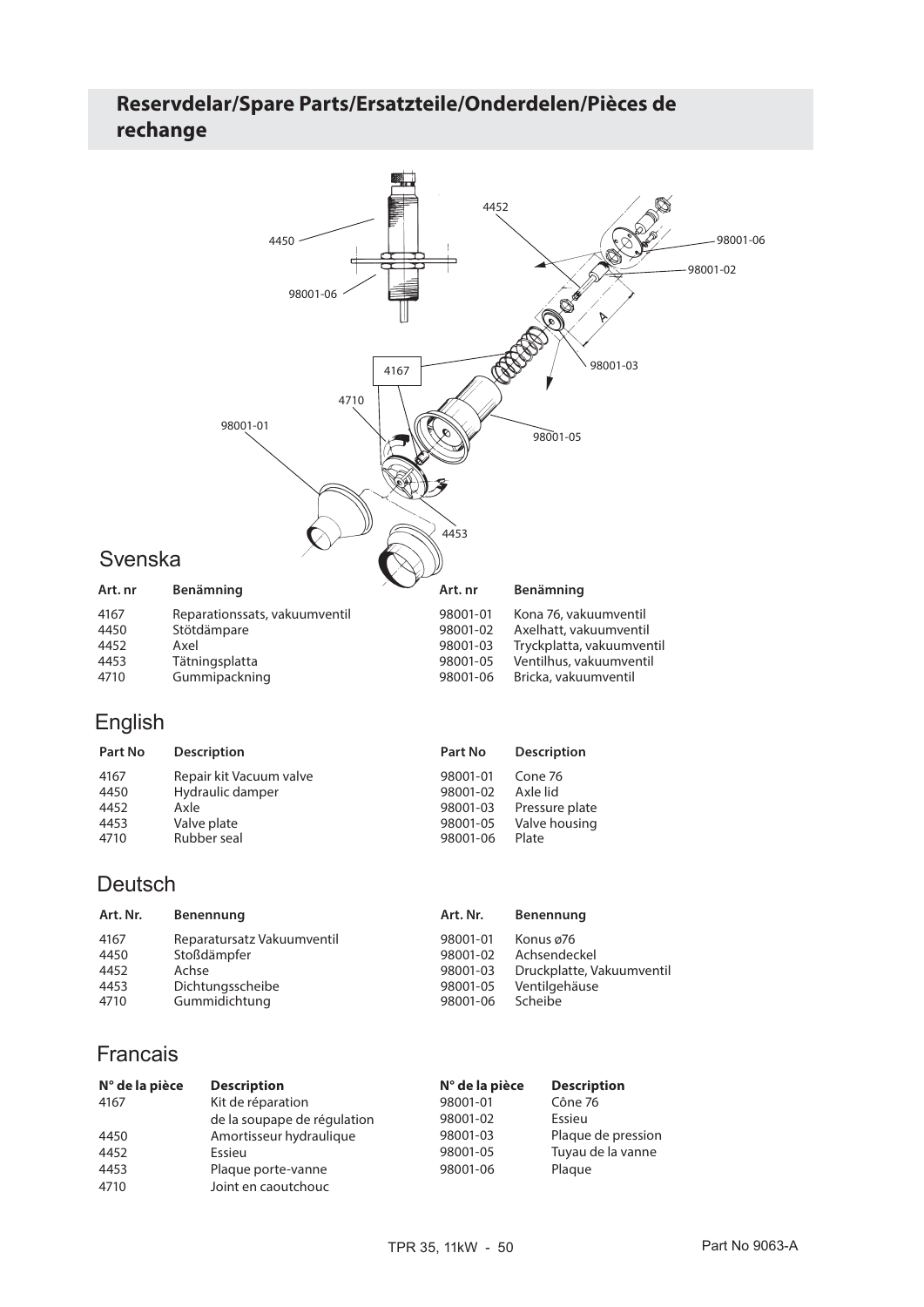# Reservdelar/Spare Parts/Ersatzteile/Onderdelen/Pièces de rechange

## Svenska

| Art. nr | Benämning | Art. nr | Benämning |
|---|---|---|---|
| 4167 | Reparationssats, vakuumventil | 98001-01 | Kona 76, vakuumventil |
| 4450 | Stötdämpare | 98001-02 | Axelhatt, vakuumventil |
| 4452 | Axel | 98001-03 | Tryckplatta, vakuumventil |
| 4453 | Tätningsplatta | 98001-05 | Ventilhus, vakuumventil |
| 4710 | Gummipackning | 98001-06 | Bricka, vakuumventil |

## English

| Part No | Description | Part No | Description |
|---|---|---|---|
| 4167 | Repair kit Vacuum valve | 98001-01 | Cone 76 |
| 4450 | Hydraulic damper | 98001-02 | Axle lid |
| 4452 | Axle | 98001-03 | Pressure plate |
| 4453 | Valve plate | 98001-05 | Valve housing |
| 4710 | Rubber seal | 98001-06 | Plate |

## Deutsch

| Art. Nr. | Benennung | Art. Nr. | Benennung |
|---|---|---|---|
| 4167 | Reparatursatz Vakuumventil | 98001-01 | Konus ø76 |
| 4450 | Stoßdämpfer | 98001-02 | Achsendeckel |
| 4452 | Achse | 98001-03 | Druckplatte, Vakuumventil |
| 4453 | Dichtungsscheibe | 98001-05 | Ventilgehäuse |
| 4710 | Gummidichtung | 98001-06 | Scheibe |

## Francais

| N° de la pièce | Description | N° de la pièce | Description |
|---|---|---|---|
| 4167 | Kit de réparation de la soupape de régulation | 98001-01 | Cône 76 |
| 4450 | Amortisseur hydraulique | 98001-02 | Essieu |
| 4452 | Essieu | 98001-03 | Plaque de pression |
| 4453 | Plaque porte-vanne | 98001-05 | Tuyau de la vanne |
| 4710 | Joint en caoutchouc | 98001-06 | Plaque |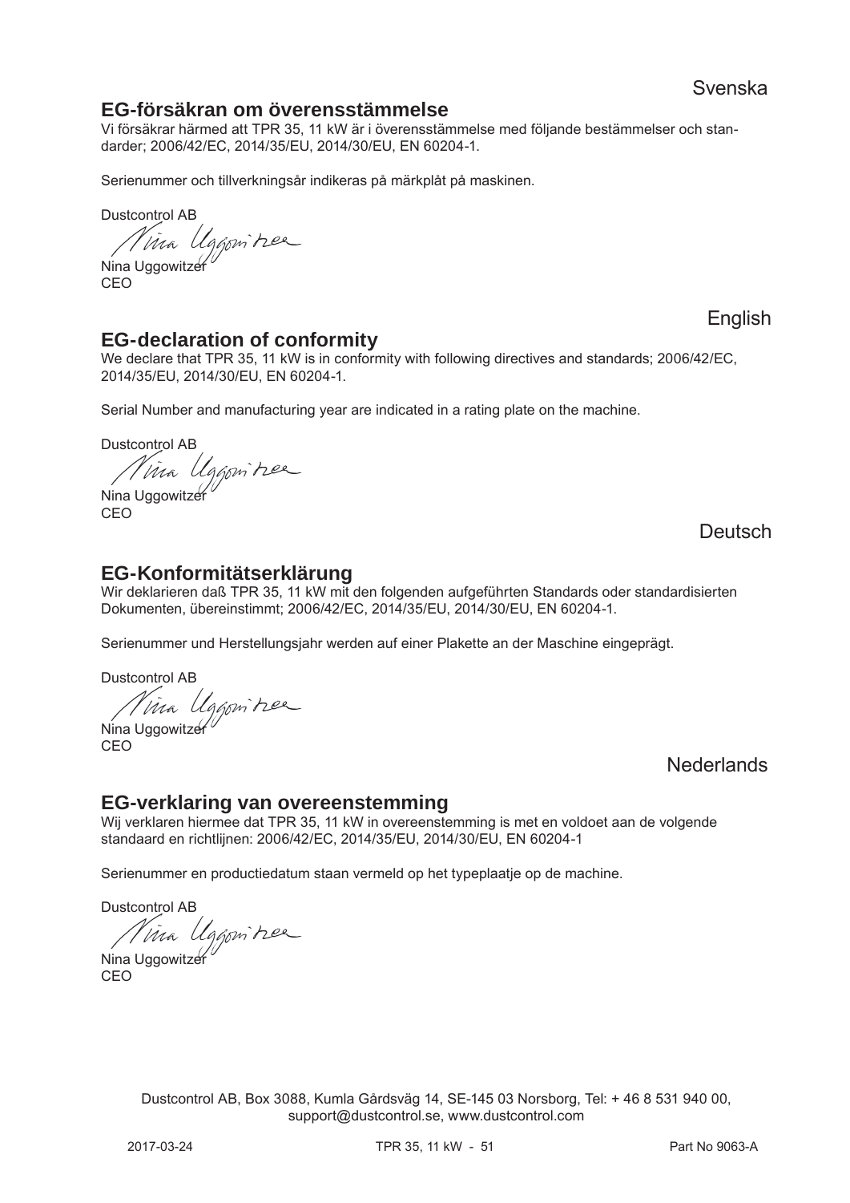Svenska

## EG-försäkran om överensstämmelse

Vi försäkrar härmed att TPR 35, 11 kW är i överensstämmelse med följande bestämmelser och standarder; 2006/42/EC, 2014/35/EU, 2014/30/EU, EN 60204-1.

Serienummer och tillverkningsår indikeras på märkplåt på maskinen.

Dustcontrol AB

Nina Uggowitzer
CEO

English

## EG-declaration of conformity

We declare that TPR 35, 11 kW is in conformity with following directives and standards; 2006/42/EC, 2014/35/EU, 2014/30/EU, EN 60204-1.

Serial Number and manufacturing year are indicated in a rating plate on the machine.

Dustcontrol AB

Nina Uggowitzer
CEO

Deutsch

## EG-Konformitätserklärung

Wir deklarieren daß TPR 35, 11 kW mit den folgenden aufgeführten Standards oder standardisierten Dokumenten, übereinstimmt; 2006/42/EC, 2014/35/EU, 2014/30/EU, EN 60204-1.

Serienummer und Herstellungsjahr werden auf einer Plakette an der Maschine eingeprägt.

Dustcontrol AB

Nina Uggowitzer
CEO

Nederlands

## EG-verklaring van overeenstemming

Wij verklaren hiermee dat TPR 35, 11 kW in overeenstemming is met en voldoet aan de volgende standaard en richtlijnen: 2006/42/EC, 2014/35/EU, 2014/30/EU, EN 60204-1

Serienummer en productiedatum staan vermeld op het typeplaatje op de machine.

Dustcontrol AB

Nina Uggowitzer
CEO

Dustcontrol AB, Box 3088, Kumla Gårdsväg 14, SE-145 03 Norsborg, Tel: + 46 8 531 940 00, support@dustcontrol.se, www.dustcontrol.com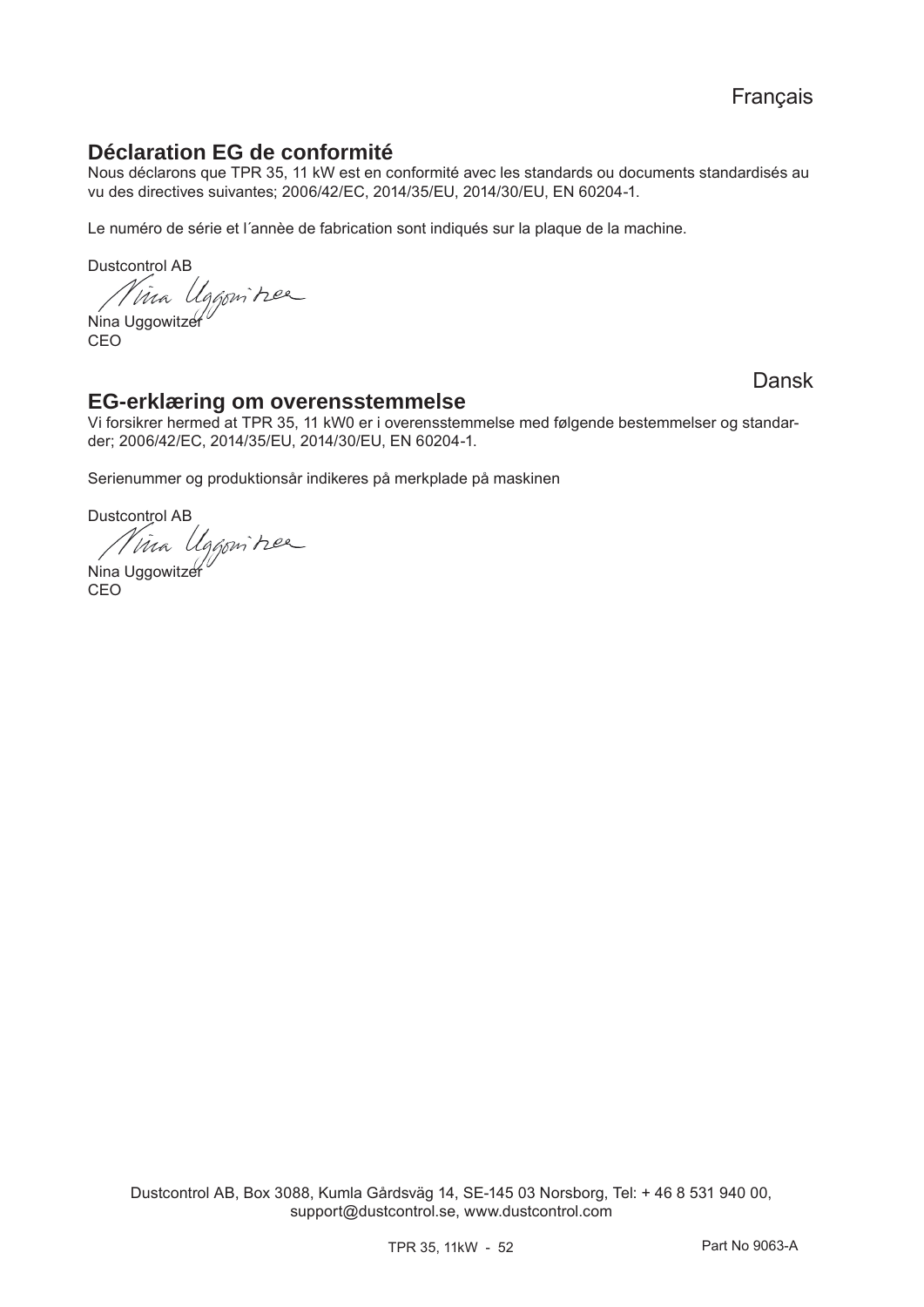Français

## Déclaration EG de conformité

Nous déclarons que TPR 35, 11 kW est en conformité avec les standards ou documents standardisés au vu des directives suivantes; 2006/42/EC, 2014/35/EU, 2014/30/EU, EN 60204-1.

Le numéro de série et l´annèe de fabrication sont indiqués sur la plaque de la machine.

Dustcontrol AB

Nina Uggowitzer
CEO

Dansk

## EG-erklæring om overensstemmelse

Vi forsikrer hermed at TPR 35, 11 kW0 er i overensstemmelse med følgende bestemmelser og standarder; 2006/42/EC, 2014/35/EU, 2014/30/EU, EN 60204-1.

Serienummer og produktionsår indikeres på merkplade på maskinen

Dustcontrol AB

Nina Uggowitzer
CEO

Dustcontrol AB, Box 3088, Kumla Gårdsväg 14, SE-145 03 Norsborg, Tel: + 46 8 531 940 00, support@dustcontrol.se, www.dustcontrol.com

Part No 9063-A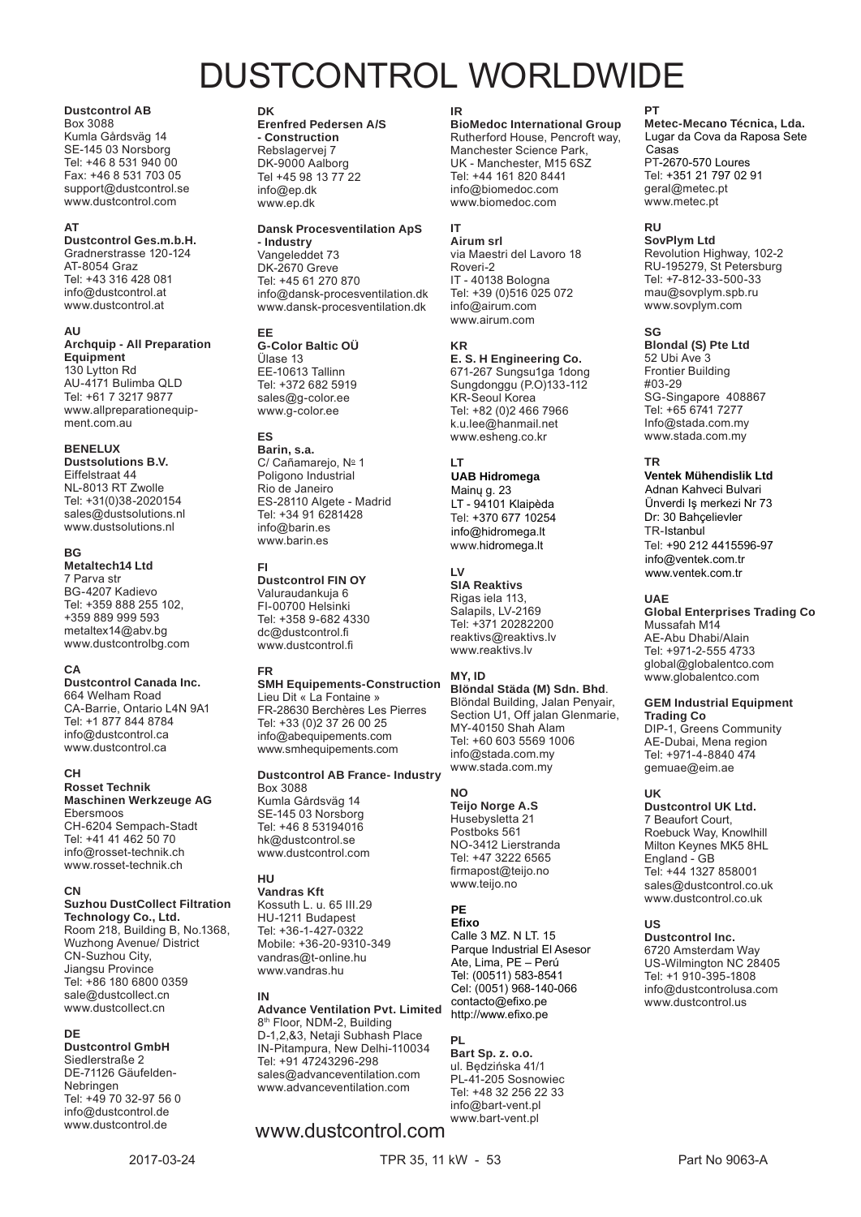# DUSTCONTROL WORLDWIDE

**Dustcontrol AB**
Box 3088
Kumla Gårdsväg 14
SE-145 03 Norsborg
Tel: +46 8 531 940 00
Fax: +46 8 531 703 05
support@dustcontrol.se
www.dustcontrol.com

**AT**
**Dustcontrol Ges.m.b.H.**
Gradnerstrasse 120-124
AT-8054 Graz
Tel: +43 316 428 081
info@dustcontrol.at
www.dustcontrol.at

**AU**
**Archquip - All Preparation Equipment**
130 Lytton Rd
AU-4171 Bulimba QLD
Tel: +61 7 3217 9877
www.allpreparationequipment.com.au

**BENELUX**
**Dustsolutions B.V.**
Eiffelstraat 44
NL-8013 RT Zwolle
Tel: +31(0)38-2020154
sales@dustsolutions.nl
www.dustsolutions.nl

**BG**
**Metaltech14 Ltd**
7 Parva str
BG-4207 Kadievo
Tel: +359 888 255 102,
+359 889 999 593
metaltex14@abv.bg
www.dustcontrolbg.com

**CA**
**Dustcontrol Canada Inc.**
664 Welham Road
CA-Barrie, Ontario L4N 9A1
Tel: +1 877 844 8784
info@dustcontrol.ca
www.dustcontrol.ca

**CH**
**Rosset Technik Maschinen Werkzeuge AG**
Ebersmoos
CH-6204 Sempach-Stadt
Tel: +41 41 462 50 70
info@rosset-technik.ch
www.rosset-technik.ch

**CN**
**Suzhou DustCollect Filtration Technology Co., Ltd.**
Room 218, Building B, No.1368,
Wuzhong Avenue/ District
CN-Suzhou City,
Jiangsu Province
Tel: +86 180 6800 0359
sale@dustcollect.cn
www.dustcollect.cn

**DE**
**Dustcontrol GmbH**
Siedlerstraße 2
DE-71126 Gäufelden-Nebringen
Tel: +49 70 32-97 56 0
info@dustcontrol.de
www.dustcontrol.de

**DK**
**Erenfred Pedersen A/S - Construction**
Rebslagervej 7
DK-9000 Aalborg
Tel +45 98 13 77 22
info@ep.dk
www.ep.dk

**Dansk Procesventilation ApS - Industry**
Vangeleddet 73
DK-2670 Greve
Tel: +45 61 270 870
info@dansk-procesventilation.dk
www.dansk-procesventilation.dk

**EE**
**G-Color Baltic OÜ**
Ülase 13
EE-10613 Tallinn
Tel: +372 682 5919
sales@g-color.ee
www.g-color.ee

**ES**
**Barin, s.a.**
C/ Cañamarejo, Nº 1
Poligono Industrial
Rio de Janeiro
ES-28110 Algete - Madrid
Tel: +34 91 6281428
info@barin.es
www.barin.es

**FI**
**Dustcontrol FIN OY**
Valuraudankuja 6
FI-00700 Helsinki
Tel: +358 9-682 4330
dc@dustcontrol.fi
www.dustcontrol.fi

**FR**
**SMH Equipements-Construction**
Lieu Dit « La Fontaine »
FR-28630 Berchères Les Pierres
Tel: +33 (0)2 37 26 00 25
info@abequipements.com
www.smhequipements.com

**Dustcontrol AB France- Industry**
Box 3088
Kumla Gårdsväg 14
SE-145 03 Norsborg
Tel: +46 8 53194016
hk@dustcontrol.se
www.dustcontrol.com

**HU**
**Vandras Kft**
Kossuth L. u. 65 III.29
HU-1211 Budapest
Tel: +36-1-427-0322
Mobile: +36-20-9310-349
vandras@t-online.hu
www.vandras.hu

**IN**
**Advance Ventilation Pvt. Limited**
8th Floor, NDM-2, Building
D-1,2,&3, Netaji Subhash Place
IN-Pitampura, New Delhi-110034
Tel: +91 47243296-298
sales@advanceventilation.com
www.advanceventilation.com

**IR**
**BioMedoc International Group**
Rutherford House, Pencroft way,
Manchester Science Park,
UK - Manchester, M15 6SZ
Tel: +44 161 820 8441
info@biomedoc.com
www.biomedoc.com

**IT**
**Airum srl**
via Maestri del Lavoro 18
Roveri-2
IT - 40138 Bologna
Tel: +39 (0)516 025 072
info@airum.com
www.airum.com

**KR**
**E. S. H Engineering Co.**
671-267 Sungsu1ga 1dong
Sungdonggu (P.O)133-112
KR-Seoul Korea
Tel: +82 (0)2 466 7966
k.u.lee@hanmail.net
www.esheng.co.kr

**LT**
**UAB Hidromega**
Mainų g. 23
LT - 94101 Klaipėda
Tel: +370 677 10254
info@hidromega.lt
www.hidromega.lt

**LV**
**SIA Reaktivs**
Rigas iela 113,
Salapils, LV-2169
Tel: +371 20282200
reaktivs@reaktivs.lv
www.reaktivs.lv

**MY, ID**
**Blöndal Städa (M) Sdn. Bhd**.
Blöndal Building, Jalan Penyair,
Section U1, Off jalan Glenmarie,
MY-40150 Shah Alam
Tel: +60 603 5569 1006
info@stada.com.my
www.stada.com.my

**NO**
**Teijo Norge A.S**
Husebysletta 21
Postboks 561
NO-3412 Lierstranda
Tel: +47 3222 6565
firmapost@teijo.no
www.teijo.no

**PE**
**Efixo**
Calle 3 MZ. N LT. 15
Parque Industrial El Asesor
Ate, Lima, PE – Perú
Tel: (00511) 583-8541
Cel: (0051) 968-140-066
contacto@efixo.pe
http://www.efixo.pe

**PL**
**Bart Sp. z. o.o.**
ul. Będzińska 41/1
PL-41-205 Sosnowiec
Tel: +48 32 256 22 33
info@bart-vent.pl
www.bart-vent.pl

**PT**
**Metec-Mecano Técnica, Lda.**
Lugar da Cova da Raposa Sete Casas
PT-2670-570 Loures
Tel: +351 21 797 02 91
geral@metec.pt
www.metec.pt

**RU**
**SovPlym Ltd**
Revolution Highway, 102-2
RU-195279, St Petersburg
Tel: +7-812-33-500-33
mau@sovplym.spb.ru
www.sovplym.com

**SG**
**Blondal (S) Pte Ltd**
52 Ubi Ave 3
Frontier Building
#03-29
SG-Singapore 408867
Tel: +65 6741 7277
Info@stada.com.my
www.stada.com.my

**TR**
**Ventek Mühendislik Ltd**
Adnan Kahveci Bulvari
Ünverdi Iş merkezi Nr 73
Dr: 30 Bahçelievler
TR-Istanbul
Tel: +90 212 4415596-97
info@ventek.com.tr
www.ventek.com.tr

**UAE**
**Global Enterprises Trading Co**
Mussafah M14
AE-Abu Dhabi/Alain
Tel: +971-2-555 4733
global@globalentco.com
www.globalentco.com

**GEM Industrial Equipment Trading Co**
DIP-1, Greens Community
AE-Dubai, Mena region
Tel: +971-4-8840 474
gemuae@eim.ae

**UK**
**Dustcontrol UK Ltd.**
7 Beaufort Court,
Roebuck Way, Knowlhill
Milton Keynes MK5 8HL
England - GB
Tel: +44 1327 858001
sales@dustcontrol.co.uk
www.dustcontrol.co.uk

**US**
**Dustcontrol Inc.**
6720 Amsterdam Way
US-Wilmington NC 28405
Tel: +1 910-395-1808
info@dustcontrolusa.com
www.dustcontrol.us

www.dustcontrol.com

2017-03-24 TPR 35, 11 kW - 53 Part No 9063-A